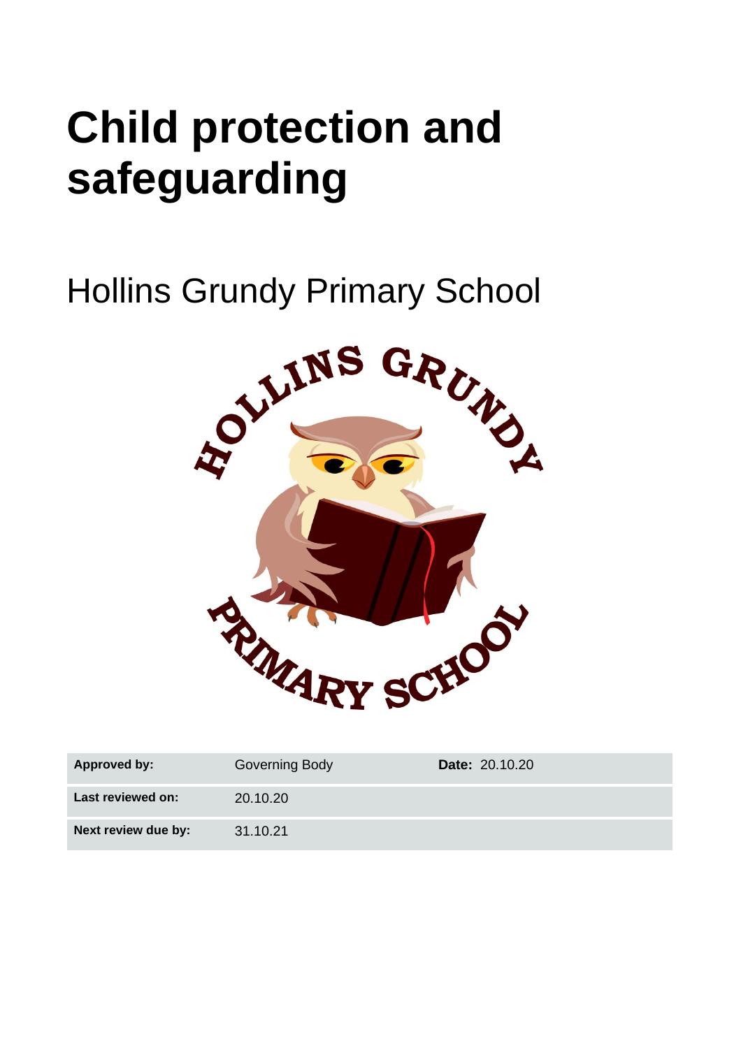# Child protection and safeguarding

Hollins Grundy Primary School

| Approved by: | Governing Body | Date: 20.10.20 |
|---|---|---|
| Last reviewed on: | 20.10.20 | |
| Next review due by: | 31.10.21 | |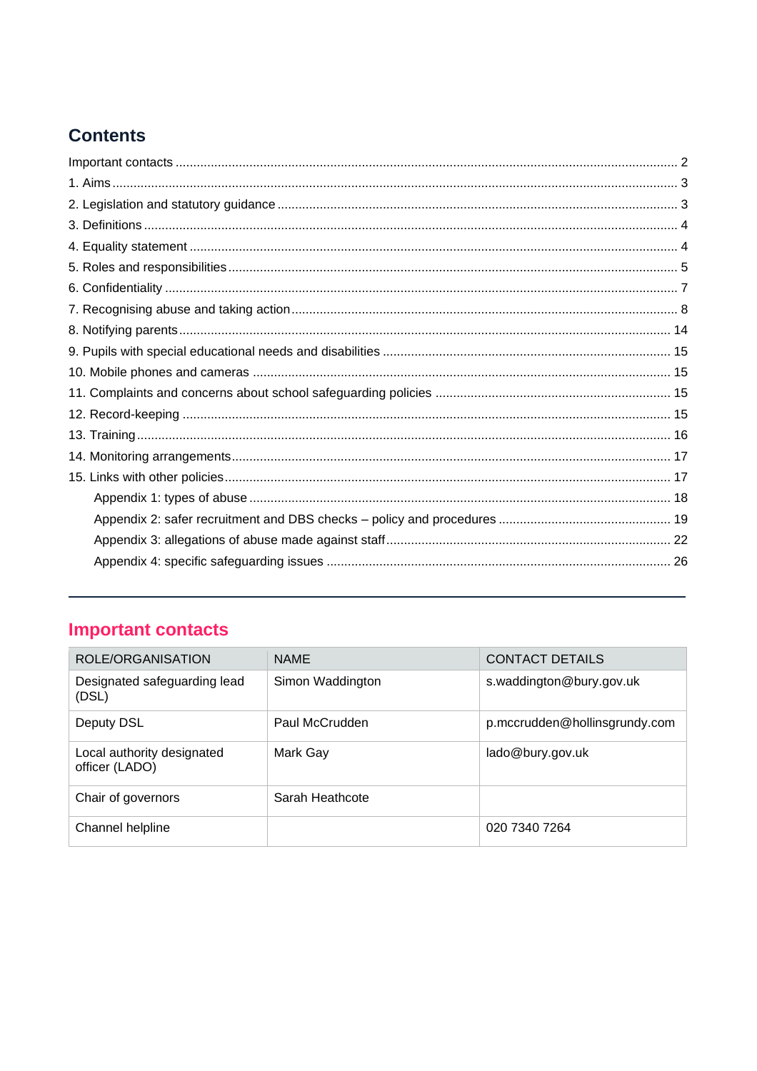## Contents

Important contacts ..... 2
1. Aims ..... 3
2. Legislation and statutory guidance ..... 3
3. Definitions ..... 4
4. Equality statement ..... 4
5. Roles and responsibilities ..... 5
6. Confidentiality ..... 7
7. Recognising abuse and taking action ..... 8
8. Notifying parents ..... 14
9. Pupils with special educational needs and disabilities ..... 15
10. Mobile phones and cameras ..... 15
11. Complaints and concerns about school safeguarding policies ..... 15
12. Record-keeping ..... 15
13. Training ..... 16
14. Monitoring arrangements ..... 17
15. Links with other policies ..... 17
- Appendix 1: types of abuse ..... 18
- Appendix 2: safer recruitment and DBS checks – policy and procedures ..... 19
- Appendix 3: allegations of abuse made against staff ..... 22
- Appendix 4: specific safeguarding issues ..... 26

---

## Important contacts

| ROLE/ORGANISATION | NAME | CONTACT DETAILS |
|---|---|---|
| Designated safeguarding lead (DSL) | Simon Waddington | s.waddington@bury.gov.uk |
| Deputy DSL | Paul McCrudden | p.mccrudden@hollinsgrundy.com |
| Local authority designated officer (LADO) | Mark Gay | lado@bury.gov.uk |
| Chair of governors | Sarah Heathcote | |
| Channel helpline | | 020 7340 7264 |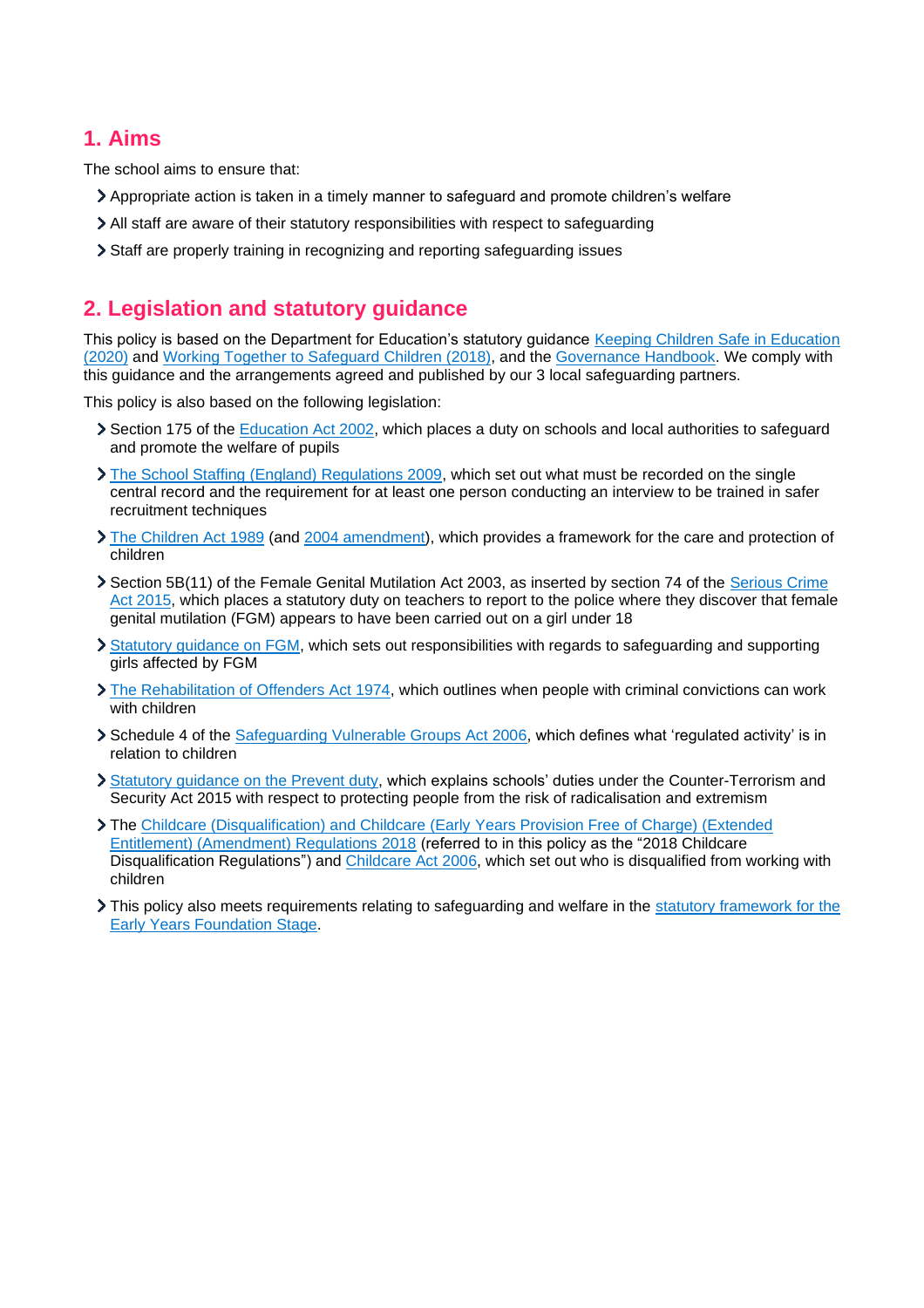## 1. Aims

The school aims to ensure that:

- Appropriate action is taken in a timely manner to safeguard and promote children's welfare
- All staff are aware of their statutory responsibilities with respect to safeguarding
- Staff are properly training in recognizing and reporting safeguarding issues

## 2. Legislation and statutory guidance

This policy is based on the Department for Education's statutory guidance Keeping Children Safe in Education (2020) and Working Together to Safeguard Children (2018), and the Governance Handbook. We comply with this guidance and the arrangements agreed and published by our 3 local safeguarding partners.

This policy is also based on the following legislation:

- Section 175 of the Education Act 2002, which places a duty on schools and local authorities to safeguard and promote the welfare of pupils
- The School Staffing (England) Regulations 2009, which set out what must be recorded on the single central record and the requirement for at least one person conducting an interview to be trained in safer recruitment techniques
- The Children Act 1989 (and 2004 amendment), which provides a framework for the care and protection of children
- Section 5B(11) of the Female Genital Mutilation Act 2003, as inserted by section 74 of the Serious Crime Act 2015, which places a statutory duty on teachers to report to the police where they discover that female genital mutilation (FGM) appears to have been carried out on a girl under 18
- Statutory guidance on FGM, which sets out responsibilities with regards to safeguarding and supporting girls affected by FGM
- The Rehabilitation of Offenders Act 1974, which outlines when people with criminal convictions can work with children
- Schedule 4 of the Safeguarding Vulnerable Groups Act 2006, which defines what 'regulated activity' is in relation to children
- Statutory guidance on the Prevent duty, which explains schools' duties under the Counter-Terrorism and Security Act 2015 with respect to protecting people from the risk of radicalisation and extremism
- The Childcare (Disqualification) and Childcare (Early Years Provision Free of Charge) (Extended Entitlement) (Amendment) Regulations 2018 (referred to in this policy as the "2018 Childcare Disqualification Regulations") and Childcare Act 2006, which set out who is disqualified from working with children
- This policy also meets requirements relating to safeguarding and welfare in the statutory framework for the Early Years Foundation Stage.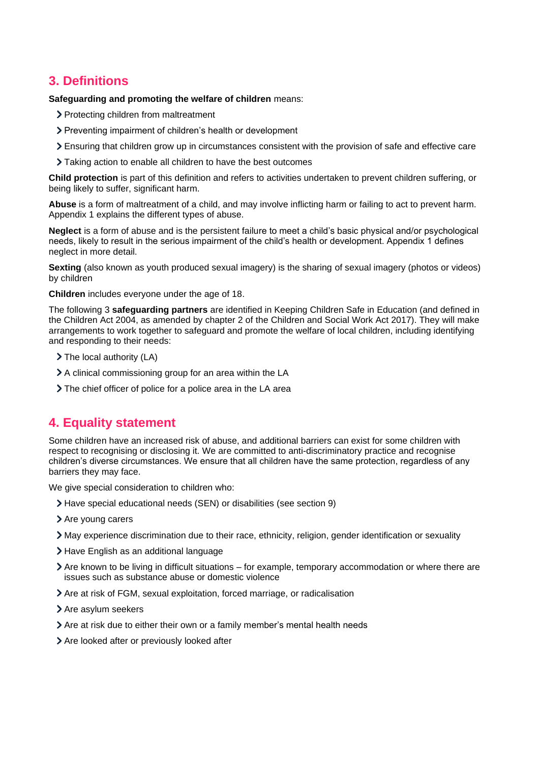## 3. Definitions

**Safeguarding and promoting the welfare of children** means:

- Protecting children from maltreatment
- Preventing impairment of children's health or development
- Ensuring that children grow up in circumstances consistent with the provision of safe and effective care
- Taking action to enable all children to have the best outcomes

**Child protection** is part of this definition and refers to activities undertaken to prevent children suffering, or being likely to suffer, significant harm.

**Abuse** is a form of maltreatment of a child, and may involve inflicting harm or failing to act to prevent harm. Appendix 1 explains the different types of abuse.

**Neglect** is a form of abuse and is the persistent failure to meet a child's basic physical and/or psychological needs, likely to result in the serious impairment of the child's health or development. Appendix 1 defines neglect in more detail.

**Sexting** (also known as youth produced sexual imagery) is the sharing of sexual imagery (photos or videos) by children

**Children** includes everyone under the age of 18.

The following 3 **safeguarding partners** are identified in Keeping Children Safe in Education (and defined in the Children Act 2004, as amended by chapter 2 of the Children and Social Work Act 2017). They will make arrangements to work together to safeguard and promote the welfare of local children, including identifying and responding to their needs:

- The local authority (LA)
- A clinical commissioning group for an area within the LA
- The chief officer of police for a police area in the LA area

## 4. Equality statement

Some children have an increased risk of abuse, and additional barriers can exist for some children with respect to recognising or disclosing it. We are committed to anti-discriminatory practice and recognise children's diverse circumstances. We ensure that all children have the same protection, regardless of any barriers they may face.

We give special consideration to children who:

- Have special educational needs (SEN) or disabilities (see section 9)
- Are young carers
- May experience discrimination due to their race, ethnicity, religion, gender identification or sexuality
- Have English as an additional language
- Are known to be living in difficult situations – for example, temporary accommodation or where there are issues such as substance abuse or domestic violence
- Are at risk of FGM, sexual exploitation, forced marriage, or radicalisation
- Are asylum seekers
- Are at risk due to either their own or a family member's mental health needs
- Are looked after or previously looked after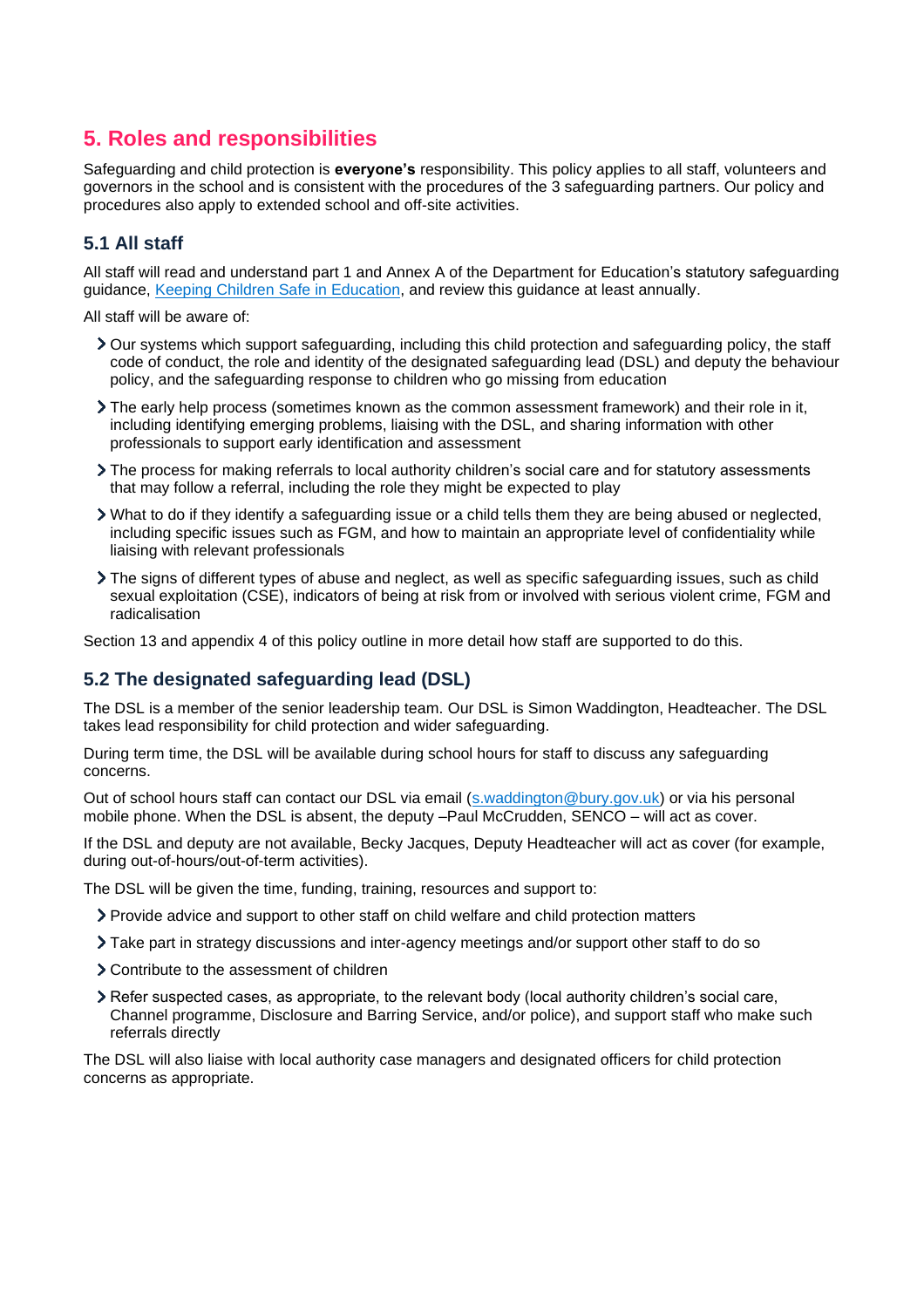## 5. Roles and responsibilities

Safeguarding and child protection is **everyone's** responsibility. This policy applies to all staff, volunteers and governors in the school and is consistent with the procedures of the 3 safeguarding partners. Our policy and procedures also apply to extended school and off-site activities.

### 5.1 All staff

All staff will read and understand part 1 and Annex A of the Department for Education's statutory safeguarding guidance, [Keeping Children Safe in Education](), and review this guidance at least annually.

All staff will be aware of:

- Our systems which support safeguarding, including this child protection and safeguarding policy, the staff code of conduct, the role and identity of the designated safeguarding lead (DSL) and deputy the behaviour policy, and the safeguarding response to children who go missing from education
- The early help process (sometimes known as the common assessment framework) and their role in it, including identifying emerging problems, liaising with the DSL, and sharing information with other professionals to support early identification and assessment
- The process for making referrals to local authority children's social care and for statutory assessments that may follow a referral, including the role they might be expected to play
- What to do if they identify a safeguarding issue or a child tells them they are being abused or neglected, including specific issues such as FGM, and how to maintain an appropriate level of confidentiality while liaising with relevant professionals
- The signs of different types of abuse and neglect, as well as specific safeguarding issues, such as child sexual exploitation (CSE), indicators of being at risk from or involved with serious violent crime, FGM and radicalisation

Section 13 and appendix 4 of this policy outline in more detail how staff are supported to do this.

### 5.2 The designated safeguarding lead (DSL)

The DSL is a member of the senior leadership team. Our DSL is Simon Waddington, Headteacher. The DSL takes lead responsibility for child protection and wider safeguarding.

During term time, the DSL will be available during school hours for staff to discuss any safeguarding concerns.

Out of school hours staff can contact our DSL via email (s.waddington@bury.gov.uk) or via his personal mobile phone. When the DSL is absent, the deputy –Paul McCrudden, SENCO – will act as cover.

If the DSL and deputy are not available, Becky Jacques, Deputy Headteacher will act as cover (for example, during out-of-hours/out-of-term activities).

The DSL will be given the time, funding, training, resources and support to:

- Provide advice and support to other staff on child welfare and child protection matters
- Take part in strategy discussions and inter-agency meetings and/or support other staff to do so
- Contribute to the assessment of children
- Refer suspected cases, as appropriate, to the relevant body (local authority children's social care, Channel programme, Disclosure and Barring Service, and/or police), and support staff who make such referrals directly

The DSL will also liaise with local authority case managers and designated officers for child protection concerns as appropriate.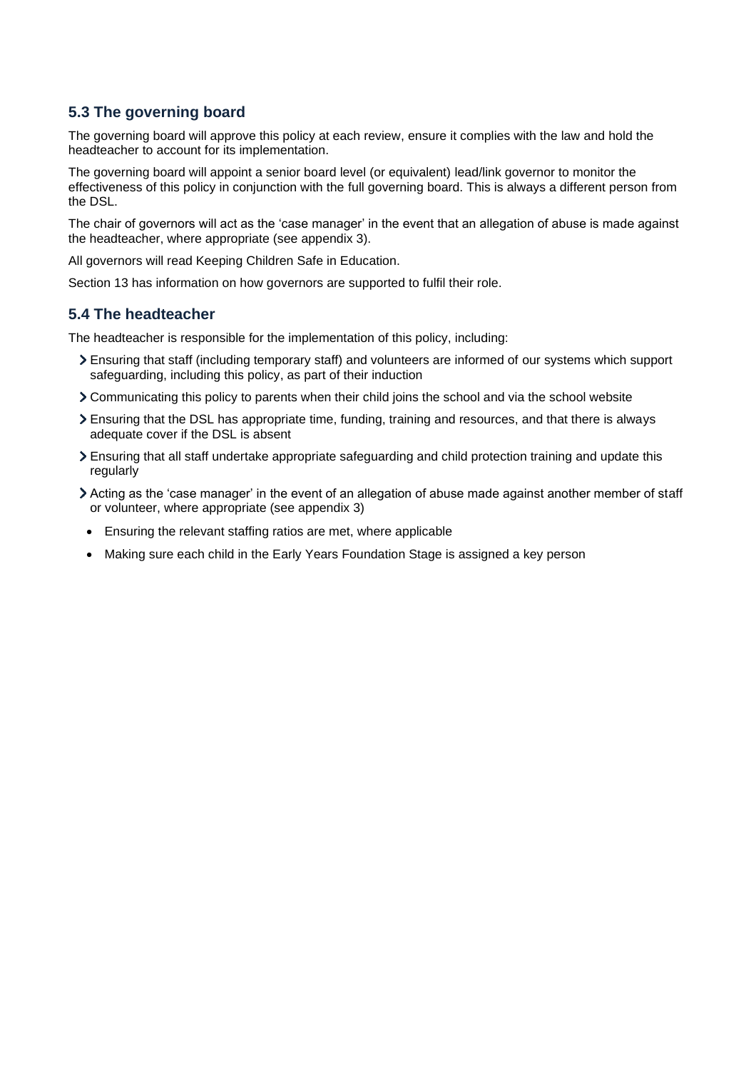### 5.3 The governing board

The governing board will approve this policy at each review, ensure it complies with the law and hold the headteacher to account for its implementation.

The governing board will appoint a senior board level (or equivalent) lead/link governor to monitor the effectiveness of this policy in conjunction with the full governing board. This is always a different person from the DSL.

The chair of governors will act as the 'case manager' in the event that an allegation of abuse is made against the headteacher, where appropriate (see appendix 3).

All governors will read Keeping Children Safe in Education.

Section 13 has information on how governors are supported to fulfil their role.

### 5.4 The headteacher

The headteacher is responsible for the implementation of this policy, including:

- Ensuring that staff (including temporary staff) and volunteers are informed of our systems which support safeguarding, including this policy, as part of their induction
- Communicating this policy to parents when their child joins the school and via the school website
- Ensuring that the DSL has appropriate time, funding, training and resources, and that there is always adequate cover if the DSL is absent
- Ensuring that all staff undertake appropriate safeguarding and child protection training and update this regularly
- Acting as the 'case manager' in the event of an allegation of abuse made against another member of staff or volunteer, where appropriate (see appendix 3)
- Ensuring the relevant staffing ratios are met, where applicable
- Making sure each child in the Early Years Foundation Stage is assigned a key person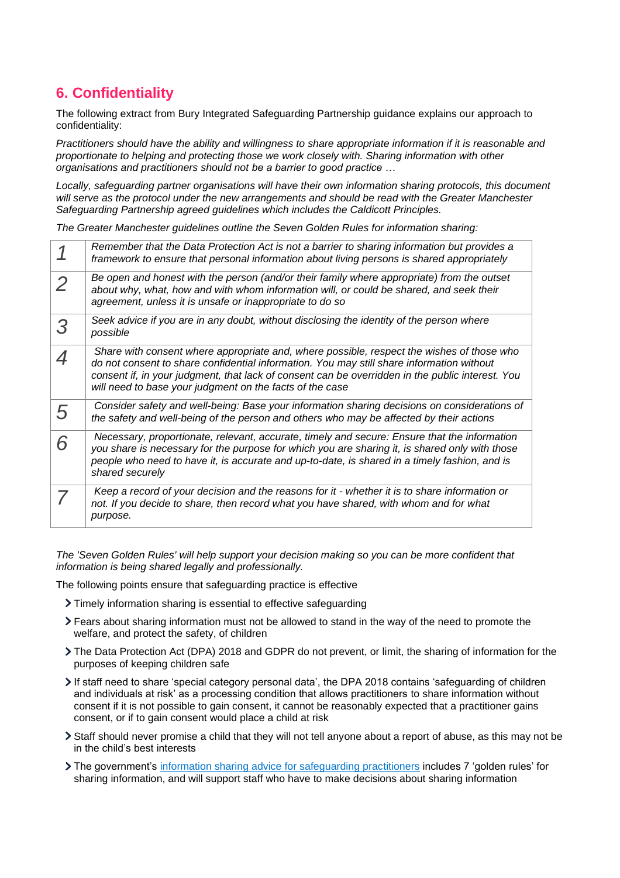## 6. Confidentiality

The following extract from Bury Integrated Safeguarding Partnership guidance explains our approach to confidentiality:

*Practitioners should have the ability and willingness to share appropriate information if it is reasonable and proportionate to helping and protecting those we work closely with. Sharing information with other organisations and practitioners should not be a barrier to good practice …*

*Locally, safeguarding partner organisations will have their own information sharing protocols, this document will serve as the protocol under the new arrangements and should be read with the Greater Manchester Safeguarding Partnership agreed guidelines which includes the Caldicott Principles.*

*The Greater Manchester guidelines outline the Seven Golden Rules for information sharing:*

| | |
|---|---|
| *1* | *Remember that the Data Protection Act is not a barrier to sharing information but provides a framework to ensure that personal information about living persons is shared appropriately* |
| *2* | *Be open and honest with the person (and/or their family where appropriate) from the outset about why, what, how and with whom information will, or could be shared, and seek their agreement, unless it is unsafe or inappropriate to do so* |
| *3* | *Seek advice if you are in any doubt, without disclosing the identity of the person where possible* |
| *4* | *Share with consent where appropriate and, where possible, respect the wishes of those who do not consent to share confidential information. You may still share information without consent if, in your judgment, that lack of consent can be overridden in the public interest. You will need to base your judgment on the facts of the case* |
| *5* | *Consider safety and well-being: Base your information sharing decisions on considerations of the safety and well-being of the person and others who may be affected by their actions* |
| *6* | *Necessary, proportionate, relevant, accurate, timely and secure: Ensure that the information you share is necessary for the purpose for which you are sharing it, is shared only with those people who need to have it, is accurate and up-to-date, is shared in a timely fashion, and is shared securely* |
| *7* | *Keep a record of your decision and the reasons for it - whether it is to share information or not. If you decide to share, then record what you have shared, with whom and for what purpose.* |

*The 'Seven Golden Rules' will help support your decision making so you can be more confident that information is being shared legally and professionally.*

The following points ensure that safeguarding practice is effective

- Timely information sharing is essential to effective safeguarding
- Fears about sharing information must not be allowed to stand in the way of the need to promote the welfare, and protect the safety, of children
- The Data Protection Act (DPA) 2018 and GDPR do not prevent, or limit, the sharing of information for the purposes of keeping children safe
- If staff need to share 'special category personal data', the DPA 2018 contains 'safeguarding of children and individuals at risk' as a processing condition that allows practitioners to share information without consent if it is not possible to gain consent, it cannot be reasonably expected that a practitioner gains consent, or if to gain consent would place a child at risk
- Staff should never promise a child that they will not tell anyone about a report of abuse, as this may not be in the child's best interests
- The government's information sharing advice for safeguarding practitioners includes 7 'golden rules' for sharing information, and will support staff who have to make decisions about sharing information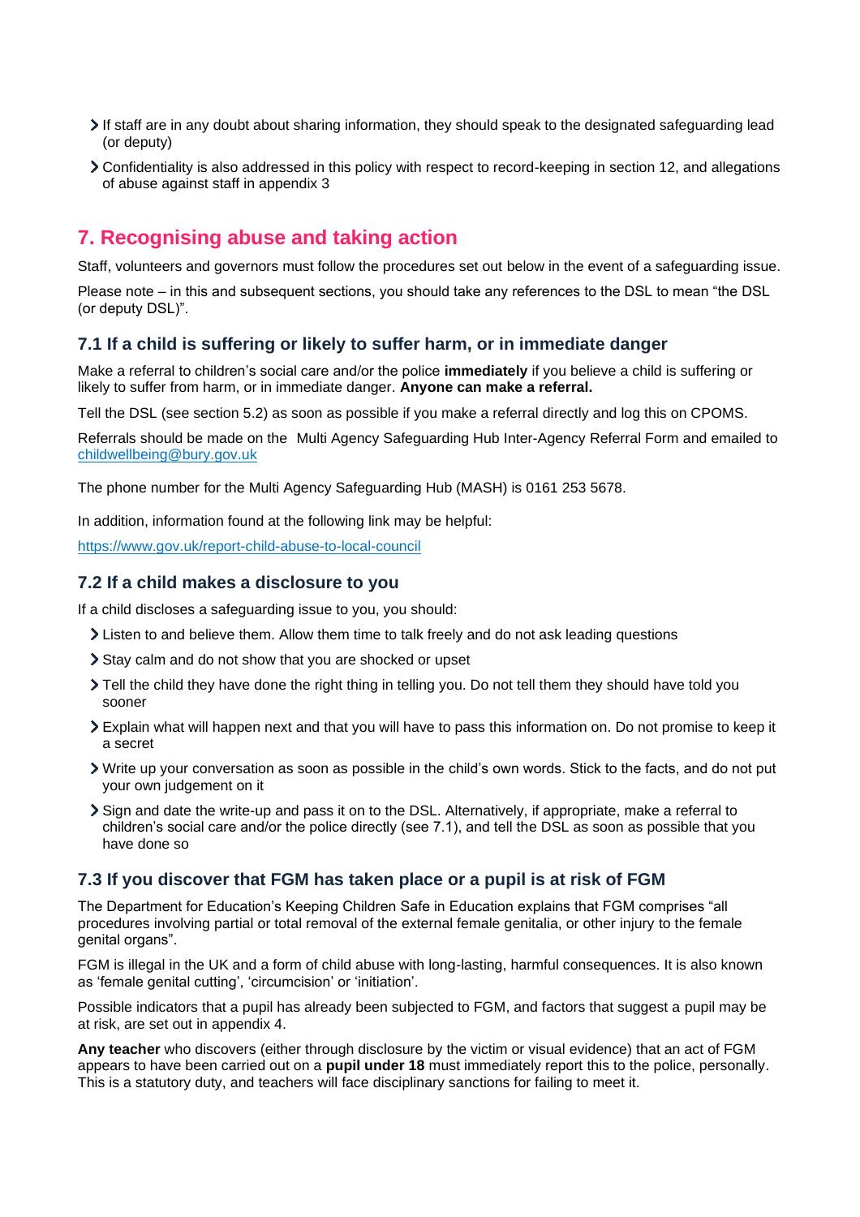- If staff are in any doubt about sharing information, they should speak to the designated safeguarding lead (or deputy)
- Confidentiality is also addressed in this policy with respect to record-keeping in section 12, and allegations of abuse against staff in appendix 3

## 7. Recognising abuse and taking action

Staff, volunteers and governors must follow the procedures set out below in the event of a safeguarding issue.

Please note – in this and subsequent sections, you should take any references to the DSL to mean "the DSL (or deputy DSL)".

### 7.1 If a child is suffering or likely to suffer harm, or in immediate danger

Make a referral to children's social care and/or the police **immediately** if you believe a child is suffering or likely to suffer from harm, or in immediate danger. **Anyone can make a referral.**

Tell the DSL (see section 5.2) as soon as possible if you make a referral directly and log this on CPOMS.

Referrals should be made on the Multi Agency Safeguarding Hub Inter-Agency Referral Form and emailed to [childwellbeing@bury.gov.uk](mailto:childwellbeing@bury.gov.uk)

The phone number for the Multi Agency Safeguarding Hub (MASH) is 0161 253 5678.

In addition, information found at the following link may be helpful:

[https://www.gov.uk/report-child-abuse-to-local-council](https://www.gov.uk/report-child-abuse-to-local-council)

### 7.2 If a child makes a disclosure to you

If a child discloses a safeguarding issue to you, you should:

- Listen to and believe them. Allow them time to talk freely and do not ask leading questions
- Stay calm and do not show that you are shocked or upset
- Tell the child they have done the right thing in telling you. Do not tell them they should have told you sooner
- Explain what will happen next and that you will have to pass this information on. Do not promise to keep it a secret
- Write up your conversation as soon as possible in the child's own words. Stick to the facts, and do not put your own judgement on it
- Sign and date the write-up and pass it on to the DSL. Alternatively, if appropriate, make a referral to children's social care and/or the police directly (see 7.1), and tell the DSL as soon as possible that you have done so

### 7.3 If you discover that FGM has taken place or a pupil is at risk of FGM

The Department for Education's Keeping Children Safe in Education explains that FGM comprises "all procedures involving partial or total removal of the external female genitalia, or other injury to the female genital organs".

FGM is illegal in the UK and a form of child abuse with long-lasting, harmful consequences. It is also known as 'female genital cutting', 'circumcision' or 'initiation'.

Possible indicators that a pupil has already been subjected to FGM, and factors that suggest a pupil may be at risk, are set out in appendix 4.

**Any teacher** who discovers (either through disclosure by the victim or visual evidence) that an act of FGM appears to have been carried out on a **pupil under 18** must immediately report this to the police, personally. This is a statutory duty, and teachers will face disciplinary sanctions for failing to meet it.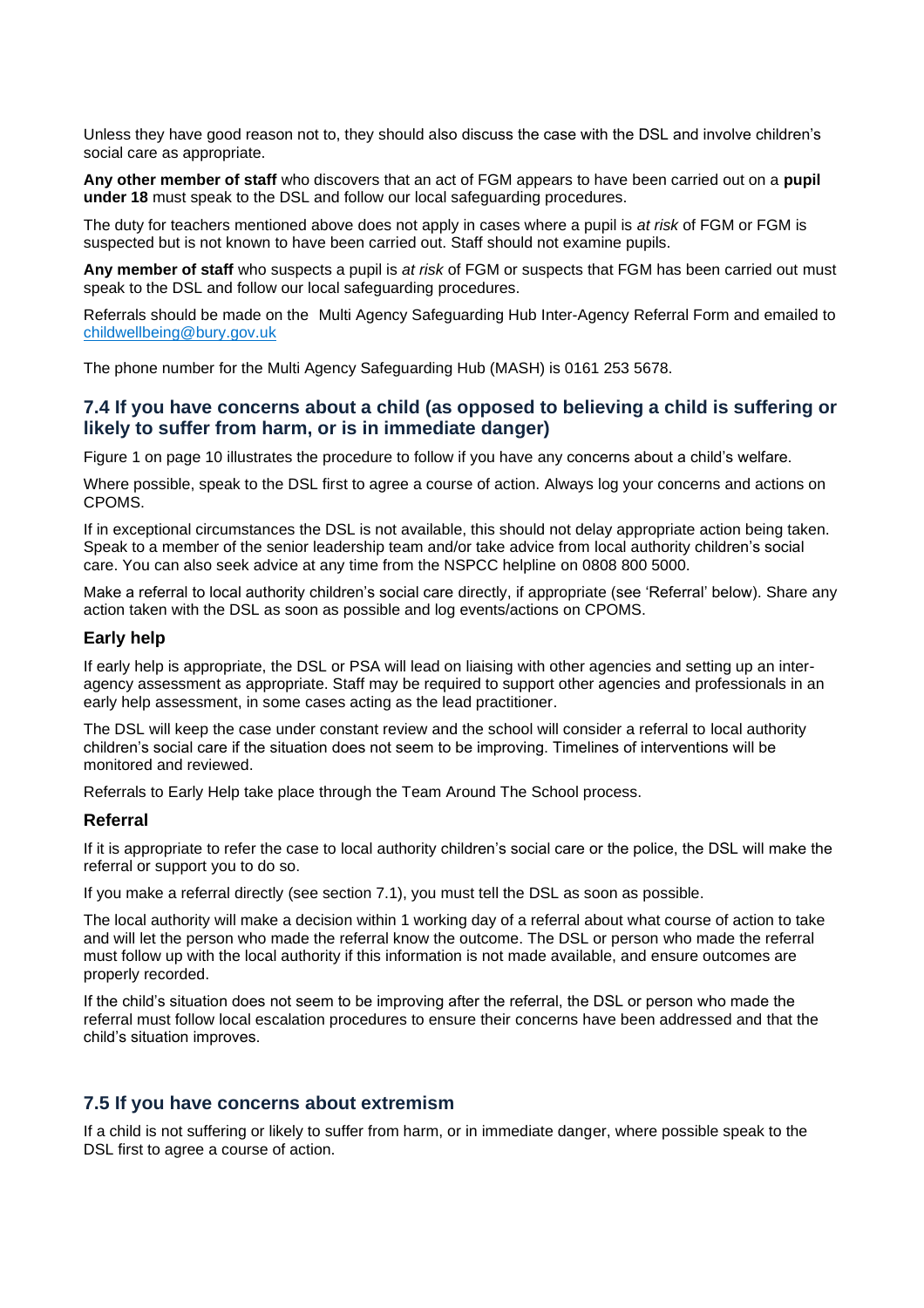Unless they have good reason not to, they should also discuss the case with the DSL and involve children's social care as appropriate.

**Any other member of staff** who discovers that an act of FGM appears to have been carried out on a **pupil under 18** must speak to the DSL and follow our local safeguarding procedures.

The duty for teachers mentioned above does not apply in cases where a pupil is *at risk* of FGM or FGM is suspected but is not known to have been carried out. Staff should not examine pupils.

**Any member of staff** who suspects a pupil is *at risk* of FGM or suspects that FGM has been carried out must speak to the DSL and follow our local safeguarding procedures.

Referrals should be made on the Multi Agency Safeguarding Hub Inter-Agency Referral Form and emailed to childwellbeing@bury.gov.uk

The phone number for the Multi Agency Safeguarding Hub (MASH) is 0161 253 5678.

## 7.4 If you have concerns about a child (as opposed to believing a child is suffering or likely to suffer from harm, or is in immediate danger)

Figure 1 on page 10 illustrates the procedure to follow if you have any concerns about a child's welfare.

Where possible, speak to the DSL first to agree a course of action. Always log your concerns and actions on CPOMS.

If in exceptional circumstances the DSL is not available, this should not delay appropriate action being taken. Speak to a member of the senior leadership team and/or take advice from local authority children's social care. You can also seek advice at any time from the NSPCC helpline on 0808 800 5000.

Make a referral to local authority children's social care directly, if appropriate (see 'Referral' below). Share any action taken with the DSL as soon as possible and log events/actions on CPOMS.

### Early help

If early help is appropriate, the DSL or PSA will lead on liaising with other agencies and setting up an inter-agency assessment as appropriate. Staff may be required to support other agencies and professionals in an early help assessment, in some cases acting as the lead practitioner.

The DSL will keep the case under constant review and the school will consider a referral to local authority children's social care if the situation does not seem to be improving. Timelines of interventions will be monitored and reviewed.

Referrals to Early Help take place through the Team Around The School process.

### Referral

If it is appropriate to refer the case to local authority children's social care or the police, the DSL will make the referral or support you to do so.

If you make a referral directly (see section 7.1), you must tell the DSL as soon as possible.

The local authority will make a decision within 1 working day of a referral about what course of action to take and will let the person who made the referral know the outcome. The DSL or person who made the referral must follow up with the local authority if this information is not made available, and ensure outcomes are properly recorded.

If the child's situation does not seem to be improving after the referral, the DSL or person who made the referral must follow local escalation procedures to ensure their concerns have been addressed and that the child's situation improves.

## 7.5 If you have concerns about extremism

If a child is not suffering or likely to suffer from harm, or in immediate danger, where possible speak to the DSL first to agree a course of action.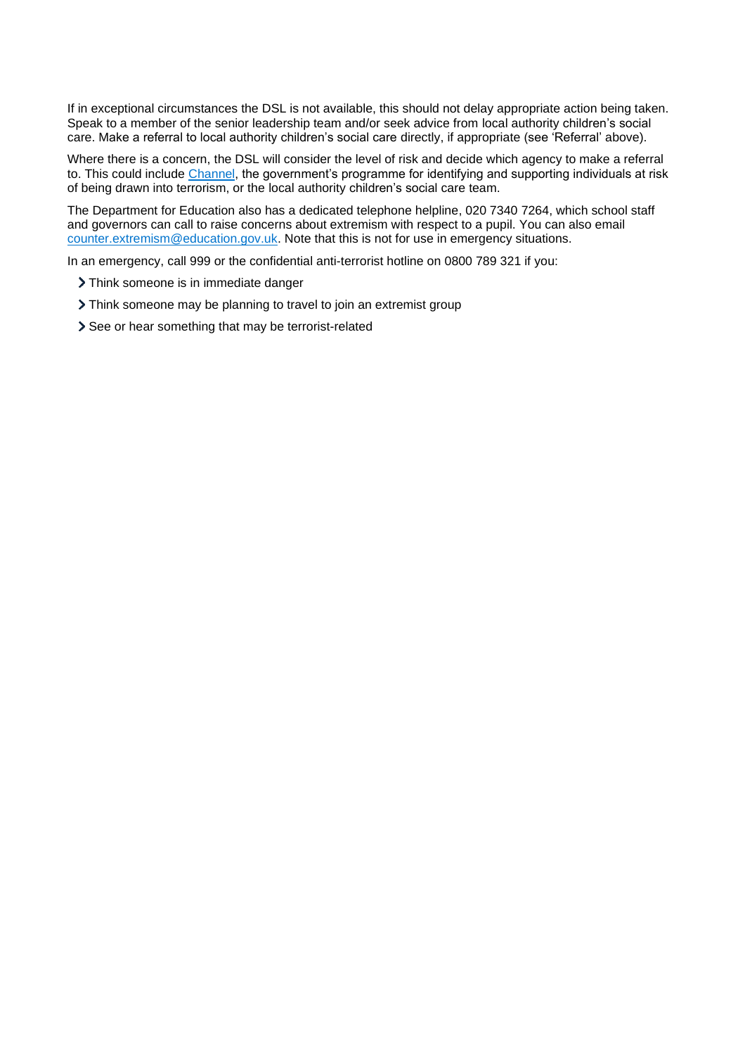If in exceptional circumstances the DSL is not available, this should not delay appropriate action being taken. Speak to a member of the senior leadership team and/or seek advice from local authority children's social care. Make a referral to local authority children's social care directly, if appropriate (see 'Referral' above).

Where there is a concern, the DSL will consider the level of risk and decide which agency to make a referral to. This could include [Channel](), the government's programme for identifying and supporting individuals at risk of being drawn into terrorism, or the local authority children's social care team.

The Department for Education also has a dedicated telephone helpline, 020 7340 7264, which school staff and governors can call to raise concerns about extremism with respect to a pupil. You can also email [counter.extremism@education.gov.uk](mailto:counter.extremism@education.gov.uk). Note that this is not for use in emergency situations.

In an emergency, call 999 or the confidential anti-terrorist hotline on 0800 789 321 if you:

- Think someone is in immediate danger
- Think someone may be planning to travel to join an extremist group
- See or hear something that may be terrorist-related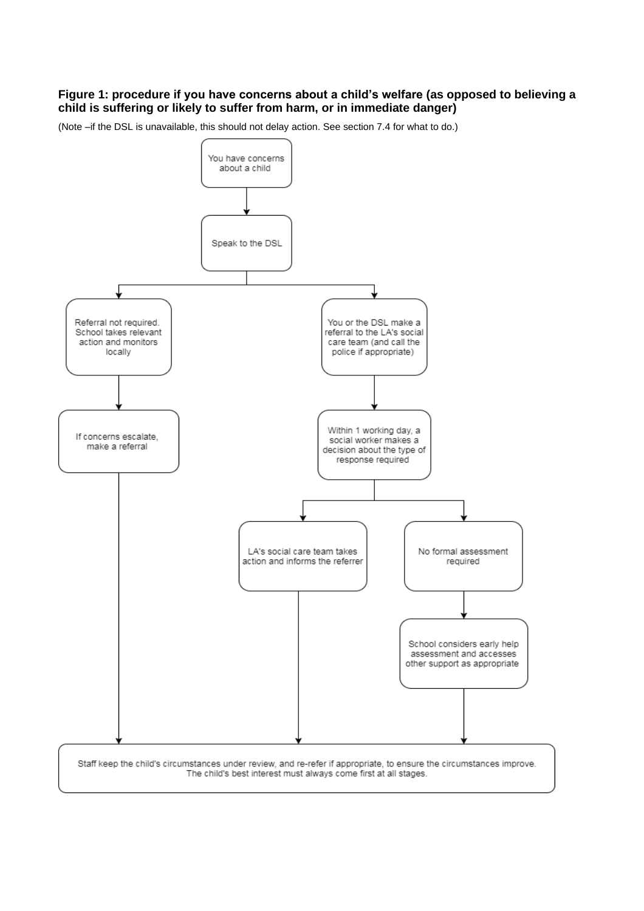**Figure 1: procedure if you have concerns about a child's welfare (as opposed to believing a child is suffering or likely to suffer from harm, or in immediate danger)**

(Note –if the DSL is unavailable, this should not delay action. See section 7.4 for what to do.)

You have concerns about a child

Speak to the DSL

Referral not required. School takes relevant action and monitors locally

You or the DSL make a referral to the LA's social care team (and call the police if appropriate)

If concerns escalate, make a referral

Within 1 working day, a social worker makes a decision about the type of response required

LA's social care team takes action and informs the referrer

No formal assessment required

School considers early help assessment and accesses other support as appropriate

Staff keep the child's circumstances under review, and re-refer if appropriate, to ensure the circumstances improve. The child's best interest must always come first at all stages.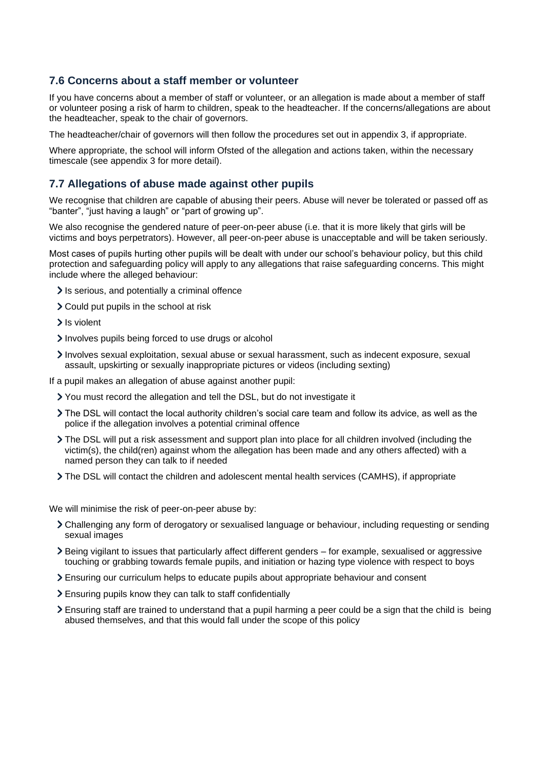### 7.6 Concerns about a staff member or volunteer

If you have concerns about a member of staff or volunteer, or an allegation is made about a member of staff or volunteer posing a risk of harm to children, speak to the headteacher. If the concerns/allegations are about the headteacher, speak to the chair of governors.

The headteacher/chair of governors will then follow the procedures set out in appendix 3, if appropriate.

Where appropriate, the school will inform Ofsted of the allegation and actions taken, within the necessary timescale (see appendix 3 for more detail).

### 7.7 Allegations of abuse made against other pupils

We recognise that children are capable of abusing their peers. Abuse will never be tolerated or passed off as "banter", "just having a laugh" or "part of growing up".

We also recognise the gendered nature of peer-on-peer abuse (i.e. that it is more likely that girls will be victims and boys perpetrators). However, all peer-on-peer abuse is unacceptable and will be taken seriously.

Most cases of pupils hurting other pupils will be dealt with under our school's behaviour policy, but this child protection and safeguarding policy will apply to any allegations that raise safeguarding concerns. This might include where the alleged behaviour:

- Is serious, and potentially a criminal offence
- Could put pupils in the school at risk
- Is violent
- Involves pupils being forced to use drugs or alcohol
- Involves sexual exploitation, sexual abuse or sexual harassment, such as indecent exposure, sexual assault, upskirting or sexually inappropriate pictures or videos (including sexting)

If a pupil makes an allegation of abuse against another pupil:

- You must record the allegation and tell the DSL, but do not investigate it
- The DSL will contact the local authority children's social care team and follow its advice, as well as the police if the allegation involves a potential criminal offence
- The DSL will put a risk assessment and support plan into place for all children involved (including the victim(s), the child(ren) against whom the allegation has been made and any others affected) with a named person they can talk to if needed
- The DSL will contact the children and adolescent mental health services (CAMHS), if appropriate

We will minimise the risk of peer-on-peer abuse by:

- Challenging any form of derogatory or sexualised language or behaviour, including requesting or sending sexual images
- Being vigilant to issues that particularly affect different genders – for example, sexualised or aggressive touching or grabbing towards female pupils, and initiation or hazing type violence with respect to boys
- Ensuring our curriculum helps to educate pupils about appropriate behaviour and consent
- Ensuring pupils know they can talk to staff confidentially
- Ensuring staff are trained to understand that a pupil harming a peer could be a sign that the child is being abused themselves, and that this would fall under the scope of this policy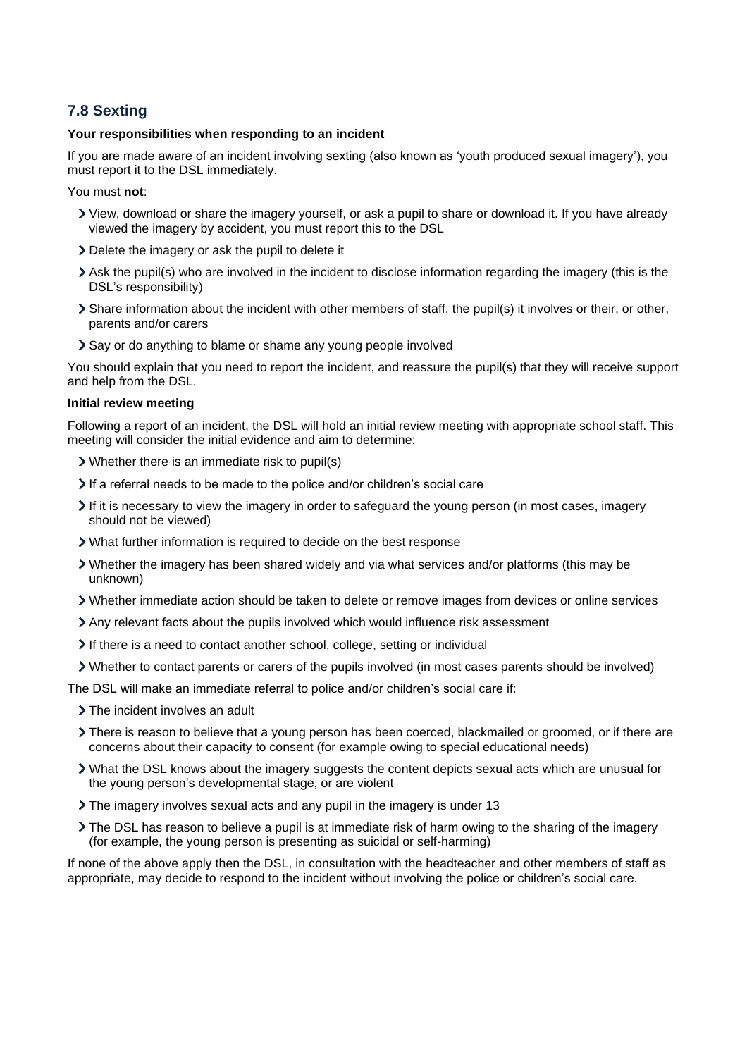## 7.8 Sexting

**Your responsibilities when responding to an incident**

If you are made aware of an incident involving sexting (also known as 'youth produced sexual imagery'), you must report it to the DSL immediately.

You must **not**:

- View, download or share the imagery yourself, or ask a pupil to share or download it. If you have already viewed the imagery by accident, you must report this to the DSL
- Delete the imagery or ask the pupil to delete it
- Ask the pupil(s) who are involved in the incident to disclose information regarding the imagery (this is the DSL's responsibility)
- Share information about the incident with other members of staff, the pupil(s) it involves or their, or other, parents and/or carers
- Say or do anything to blame or shame any young people involved

You should explain that you need to report the incident, and reassure the pupil(s) that they will receive support and help from the DSL.

**Initial review meeting**

Following a report of an incident, the DSL will hold an initial review meeting with appropriate school staff. This meeting will consider the initial evidence and aim to determine:

- Whether there is an immediate risk to pupil(s)
- If a referral needs to be made to the police and/or children's social care
- If it is necessary to view the imagery in order to safeguard the young person (in most cases, imagery should not be viewed)
- What further information is required to decide on the best response
- Whether the imagery has been shared widely and via what services and/or platforms (this may be unknown)
- Whether immediate action should be taken to delete or remove images from devices or online services
- Any relevant facts about the pupils involved which would influence risk assessment
- If there is a need to contact another school, college, setting or individual
- Whether to contact parents or carers of the pupils involved (in most cases parents should be involved)

The DSL will make an immediate referral to police and/or children's social care if:

- The incident involves an adult
- There is reason to believe that a young person has been coerced, blackmailed or groomed, or if there are concerns about their capacity to consent (for example owing to special educational needs)
- What the DSL knows about the imagery suggests the content depicts sexual acts which are unusual for the young person's developmental stage, or are violent
- The imagery involves sexual acts and any pupil in the imagery is under 13
- The DSL has reason to believe a pupil is at immediate risk of harm owing to the sharing of the imagery (for example, the young person is presenting as suicidal or self-harming)

If none of the above apply then the DSL, in consultation with the headteacher and other members of staff as appropriate, may decide to respond to the incident without involving the police or children's social care.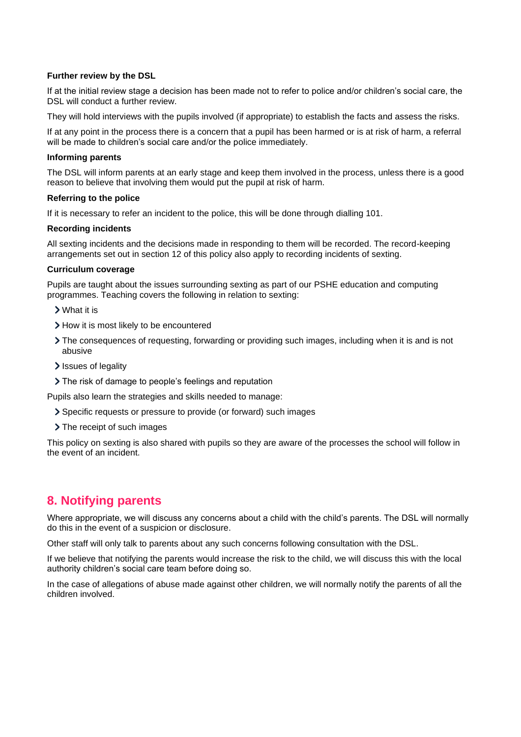**Further review by the DSL**

If at the initial review stage a decision has been made not to refer to police and/or children's social care, the DSL will conduct a further review.

They will hold interviews with the pupils involved (if appropriate) to establish the facts and assess the risks.

If at any point in the process there is a concern that a pupil has been harmed or is at risk of harm, a referral will be made to children's social care and/or the police immediately.

**Informing parents**

The DSL will inform parents at an early stage and keep them involved in the process, unless there is a good reason to believe that involving them would put the pupil at risk of harm.

**Referring to the police**

If it is necessary to refer an incident to the police, this will be done through dialling 101.

**Recording incidents**

All sexting incidents and the decisions made in responding to them will be recorded. The record-keeping arrangements set out in section 12 of this policy also apply to recording incidents of sexting.

**Curriculum coverage**

Pupils are taught about the issues surrounding sexting as part of our PSHE education and computing programmes. Teaching covers the following in relation to sexting:

- What it is
- How it is most likely to be encountered
- The consequences of requesting, forwarding or providing such images, including when it is and is not abusive
- Issues of legality
- The risk of damage to people's feelings and reputation

Pupils also learn the strategies and skills needed to manage:

- Specific requests or pressure to provide (or forward) such images
- The receipt of such images

This policy on sexting is also shared with pupils so they are aware of the processes the school will follow in the event of an incident.

## 8. Notifying parents

Where appropriate, we will discuss any concerns about a child with the child's parents. The DSL will normally do this in the event of a suspicion or disclosure.

Other staff will only talk to parents about any such concerns following consultation with the DSL.

If we believe that notifying the parents would increase the risk to the child, we will discuss this with the local authority children's social care team before doing so.

In the case of allegations of abuse made against other children, we will normally notify the parents of all the children involved.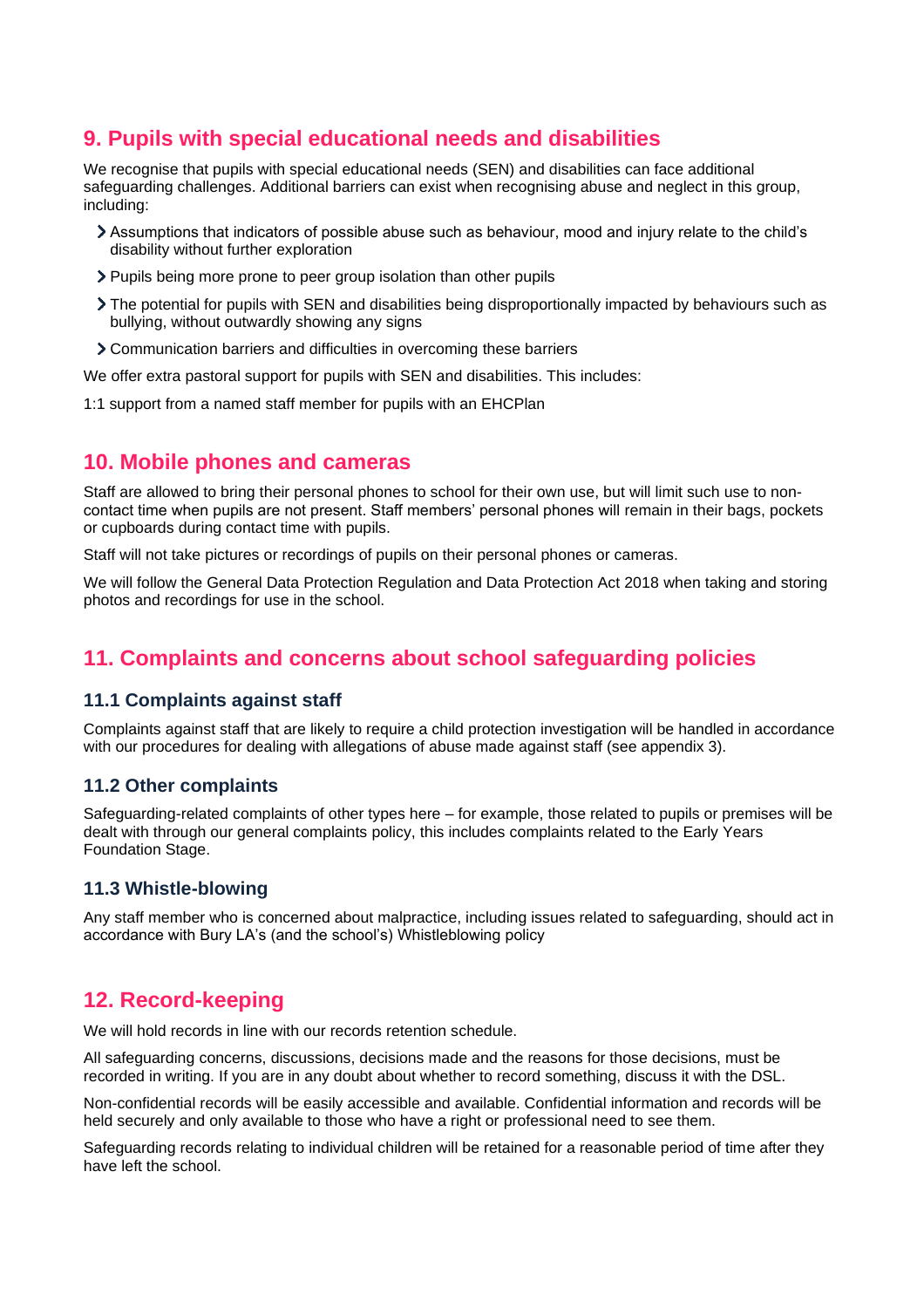## 9. Pupils with special educational needs and disabilities

We recognise that pupils with special educational needs (SEN) and disabilities can face additional safeguarding challenges. Additional barriers can exist when recognising abuse and neglect in this group, including:

- Assumptions that indicators of possible abuse such as behaviour, mood and injury relate to the child's disability without further exploration
- Pupils being more prone to peer group isolation than other pupils
- The potential for pupils with SEN and disabilities being disproportionally impacted by behaviours such as bullying, without outwardly showing any signs
- Communication barriers and difficulties in overcoming these barriers

We offer extra pastoral support for pupils with SEN and disabilities. This includes:

1:1 support from a named staff member for pupils with an EHCPlan

## 10. Mobile phones and cameras

Staff are allowed to bring their personal phones to school for their own use, but will limit such use to non-contact time when pupils are not present. Staff members' personal phones will remain in their bags, pockets or cupboards during contact time with pupils.

Staff will not take pictures or recordings of pupils on their personal phones or cameras.

We will follow the General Data Protection Regulation and Data Protection Act 2018 when taking and storing photos and recordings for use in the school.

## 11. Complaints and concerns about school safeguarding policies

### 11.1 Complaints against staff

Complaints against staff that are likely to require a child protection investigation will be handled in accordance with our procedures for dealing with allegations of abuse made against staff (see appendix 3).

### 11.2 Other complaints

Safeguarding-related complaints of other types here – for example, those related to pupils or premises will be dealt with through our general complaints policy, this includes complaints related to the Early Years Foundation Stage.

### 11.3 Whistle-blowing

Any staff member who is concerned about malpractice, including issues related to safeguarding, should act in accordance with Bury LA's (and the school's) Whistleblowing policy

## 12. Record-keeping

We will hold records in line with our records retention schedule.

All safeguarding concerns, discussions, decisions made and the reasons for those decisions, must be recorded in writing. If you are in any doubt about whether to record something, discuss it with the DSL.

Non-confidential records will be easily accessible and available. Confidential information and records will be held securely and only available to those who have a right or professional need to see them.

Safeguarding records relating to individual children will be retained for a reasonable period of time after they have left the school.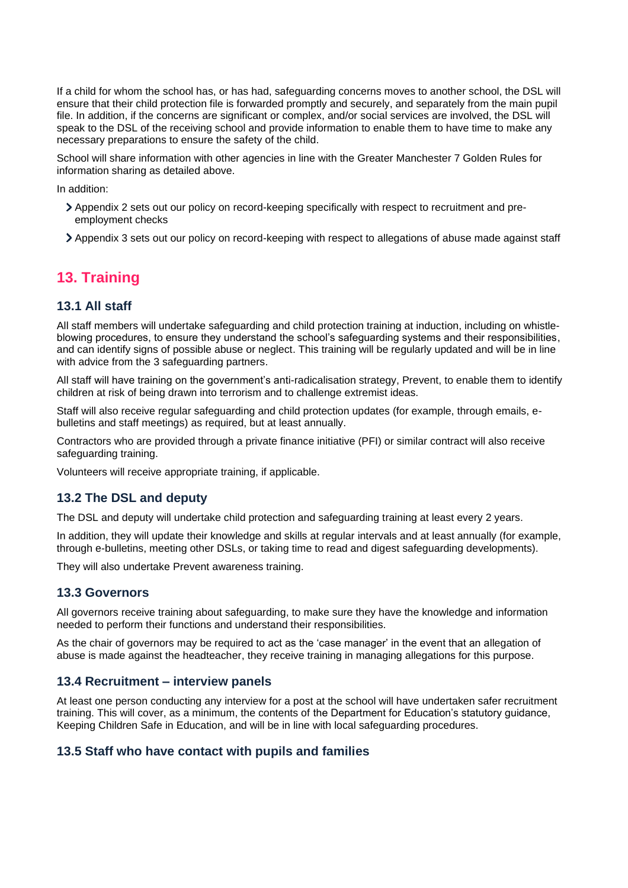If a child for whom the school has, or has had, safeguarding concerns moves to another school, the DSL will ensure that their child protection file is forwarded promptly and securely, and separately from the main pupil file. In addition, if the concerns are significant or complex, and/or social services are involved, the DSL will speak to the DSL of the receiving school and provide information to enable them to have time to make any necessary preparations to ensure the safety of the child.

School will share information with other agencies in line with the Greater Manchester 7 Golden Rules for information sharing as detailed above.

In addition:

- Appendix 2 sets out our policy on record-keeping specifically with respect to recruitment and pre-employment checks
- Appendix 3 sets out our policy on record-keeping with respect to allegations of abuse made against staff

## 13. Training

### 13.1 All staff

All staff members will undertake safeguarding and child protection training at induction, including on whistle-blowing procedures, to ensure they understand the school's safeguarding systems and their responsibilities, and can identify signs of possible abuse or neglect. This training will be regularly updated and will be in line with advice from the 3 safeguarding partners.

All staff will have training on the government's anti-radicalisation strategy, Prevent, to enable them to identify children at risk of being drawn into terrorism and to challenge extremist ideas.

Staff will also receive regular safeguarding and child protection updates (for example, through emails, e-bulletins and staff meetings) as required, but at least annually.

Contractors who are provided through a private finance initiative (PFI) or similar contract will also receive safeguarding training.

Volunteers will receive appropriate training, if applicable.

### 13.2 The DSL and deputy

The DSL and deputy will undertake child protection and safeguarding training at least every 2 years.

In addition, they will update their knowledge and skills at regular intervals and at least annually (for example, through e-bulletins, meeting other DSLs, or taking time to read and digest safeguarding developments).

They will also undertake Prevent awareness training.

### 13.3 Governors

All governors receive training about safeguarding, to make sure they have the knowledge and information needed to perform their functions and understand their responsibilities.

As the chair of governors may be required to act as the 'case manager' in the event that an allegation of abuse is made against the headteacher, they receive training in managing allegations for this purpose.

### 13.4 Recruitment – interview panels

At least one person conducting any interview for a post at the school will have undertaken safer recruitment training. This will cover, as a minimum, the contents of the Department for Education's statutory guidance, Keeping Children Safe in Education, and will be in line with local safeguarding procedures.

### 13.5 Staff who have contact with pupils and families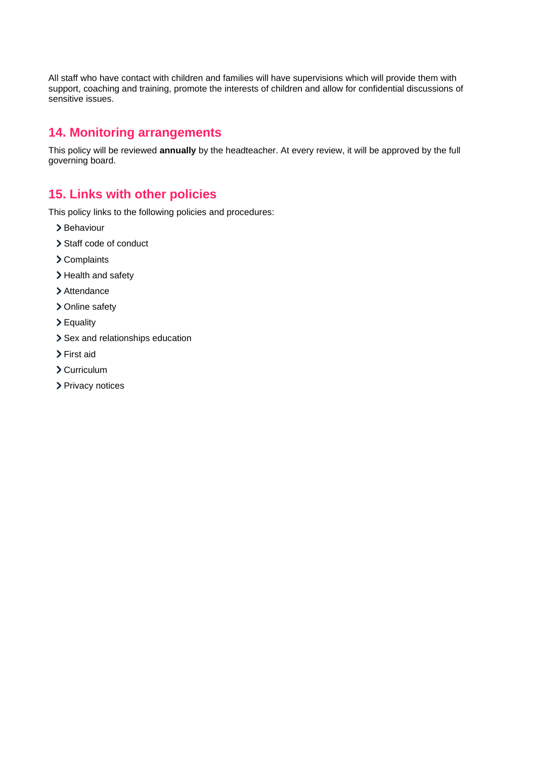All staff who have contact with children and families will have supervisions which will provide them with support, coaching and training, promote the interests of children and allow for confidential discussions of sensitive issues.

## 14. Monitoring arrangements

This policy will be reviewed **annually** by the headteacher. At every review, it will be approved by the full governing board.

## 15. Links with other policies

This policy links to the following policies and procedures:

- Behaviour
- Staff code of conduct
- Complaints
- Health and safety
- Attendance
- Online safety
- Equality
- Sex and relationships education
- First aid
- Curriculum
- Privacy notices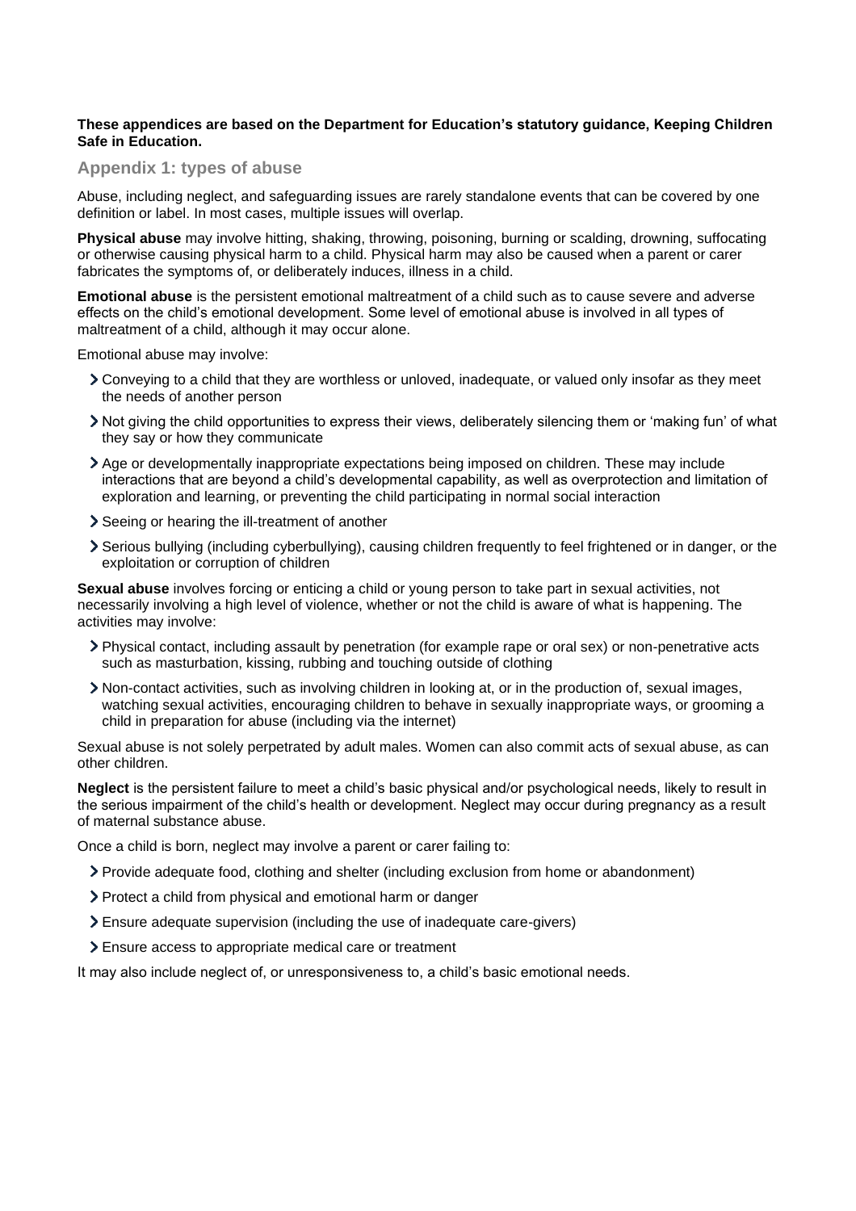**These appendices are based on the Department for Education's statutory guidance, Keeping Children Safe in Education.**

## Appendix 1: types of abuse

Abuse, including neglect, and safeguarding issues are rarely standalone events that can be covered by one definition or label. In most cases, multiple issues will overlap.

**Physical abuse** may involve hitting, shaking, throwing, poisoning, burning or scalding, drowning, suffocating or otherwise causing physical harm to a child. Physical harm may also be caused when a parent or carer fabricates the symptoms of, or deliberately induces, illness in a child.

**Emotional abuse** is the persistent emotional maltreatment of a child such as to cause severe and adverse effects on the child's emotional development. Some level of emotional abuse is involved in all types of maltreatment of a child, although it may occur alone.

Emotional abuse may involve:

- Conveying to a child that they are worthless or unloved, inadequate, or valued only insofar as they meet the needs of another person
- Not giving the child opportunities to express their views, deliberately silencing them or 'making fun' of what they say or how they communicate
- Age or developmentally inappropriate expectations being imposed on children. These may include interactions that are beyond a child's developmental capability, as well as overprotection and limitation of exploration and learning, or preventing the child participating in normal social interaction
- Seeing or hearing the ill-treatment of another
- Serious bullying (including cyberbullying), causing children frequently to feel frightened or in danger, or the exploitation or corruption of children

**Sexual abuse** involves forcing or enticing a child or young person to take part in sexual activities, not necessarily involving a high level of violence, whether or not the child is aware of what is happening. The activities may involve:

- Physical contact, including assault by penetration (for example rape or oral sex) or non-penetrative acts such as masturbation, kissing, rubbing and touching outside of clothing
- Non-contact activities, such as involving children in looking at, or in the production of, sexual images, watching sexual activities, encouraging children to behave in sexually inappropriate ways, or grooming a child in preparation for abuse (including via the internet)

Sexual abuse is not solely perpetrated by adult males. Women can also commit acts of sexual abuse, as can other children.

**Neglect** is the persistent failure to meet a child's basic physical and/or psychological needs, likely to result in the serious impairment of the child's health or development. Neglect may occur during pregnancy as a result of maternal substance abuse.

Once a child is born, neglect may involve a parent or carer failing to:

- Provide adequate food, clothing and shelter (including exclusion from home or abandonment)
- Protect a child from physical and emotional harm or danger
- Ensure adequate supervision (including the use of inadequate care-givers)
- Ensure access to appropriate medical care or treatment

It may also include neglect of, or unresponsiveness to, a child's basic emotional needs.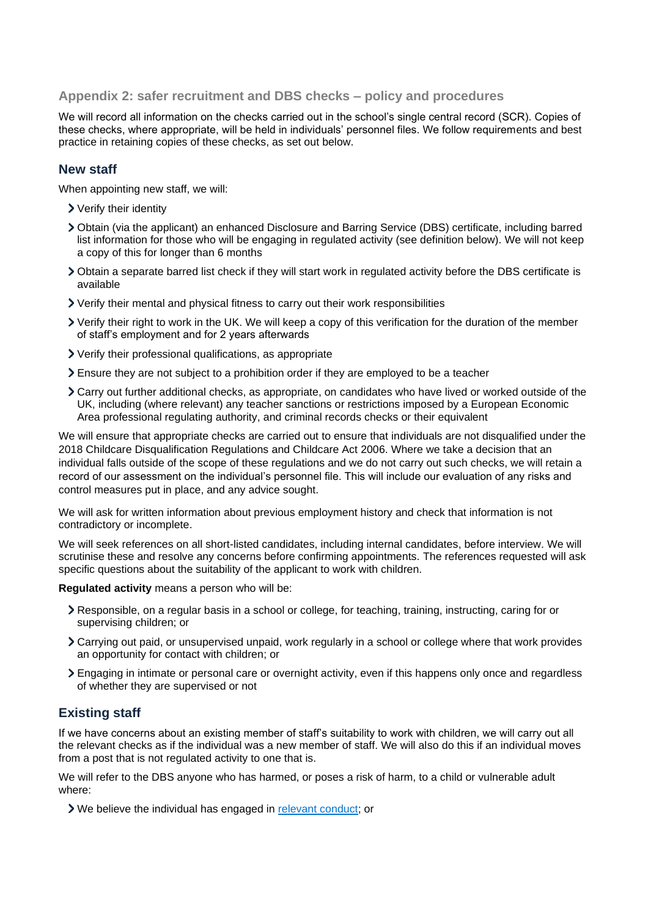## Appendix 2: safer recruitment and DBS checks – policy and procedures

We will record all information on the checks carried out in the school's single central record (SCR). Copies of these checks, where appropriate, will be held in individuals' personnel files. We follow requirements and best practice in retaining copies of these checks, as set out below.

### New staff

When appointing new staff, we will:

- Verify their identity
- Obtain (via the applicant) an enhanced Disclosure and Barring Service (DBS) certificate, including barred list information for those who will be engaging in regulated activity (see definition below). We will not keep a copy of this for longer than 6 months
- Obtain a separate barred list check if they will start work in regulated activity before the DBS certificate is available
- Verify their mental and physical fitness to carry out their work responsibilities
- Verify their right to work in the UK. We will keep a copy of this verification for the duration of the member of staff's employment and for 2 years afterwards
- Verify their professional qualifications, as appropriate
- Ensure they are not subject to a prohibition order if they are employed to be a teacher
- Carry out further additional checks, as appropriate, on candidates who have lived or worked outside of the UK, including (where relevant) any teacher sanctions or restrictions imposed by a European Economic Area professional regulating authority, and criminal records checks or their equivalent

We will ensure that appropriate checks are carried out to ensure that individuals are not disqualified under the 2018 Childcare Disqualification Regulations and Childcare Act 2006. Where we take a decision that an individual falls outside of the scope of these regulations and we do not carry out such checks, we will retain a record of our assessment on the individual's personnel file. This will include our evaluation of any risks and control measures put in place, and any advice sought.

We will ask for written information about previous employment history and check that information is not contradictory or incomplete.

We will seek references on all short-listed candidates, including internal candidates, before interview. We will scrutinise these and resolve any concerns before confirming appointments. The references requested will ask specific questions about the suitability of the applicant to work with children.

**Regulated activity** means a person who will be:

- Responsible, on a regular basis in a school or college, for teaching, training, instructing, caring for or supervising children; or
- Carrying out paid, or unsupervised unpaid, work regularly in a school or college where that work provides an opportunity for contact with children; or
- Engaging in intimate or personal care or overnight activity, even if this happens only once and regardless of whether they are supervised or not

### Existing staff

If we have concerns about an existing member of staff's suitability to work with children, we will carry out all the relevant checks as if the individual was a new member of staff. We will also do this if an individual moves from a post that is not regulated activity to one that is.

We will refer to the DBS anyone who has harmed, or poses a risk of harm, to a child or vulnerable adult where:

- We believe the individual has engaged in relevant conduct; or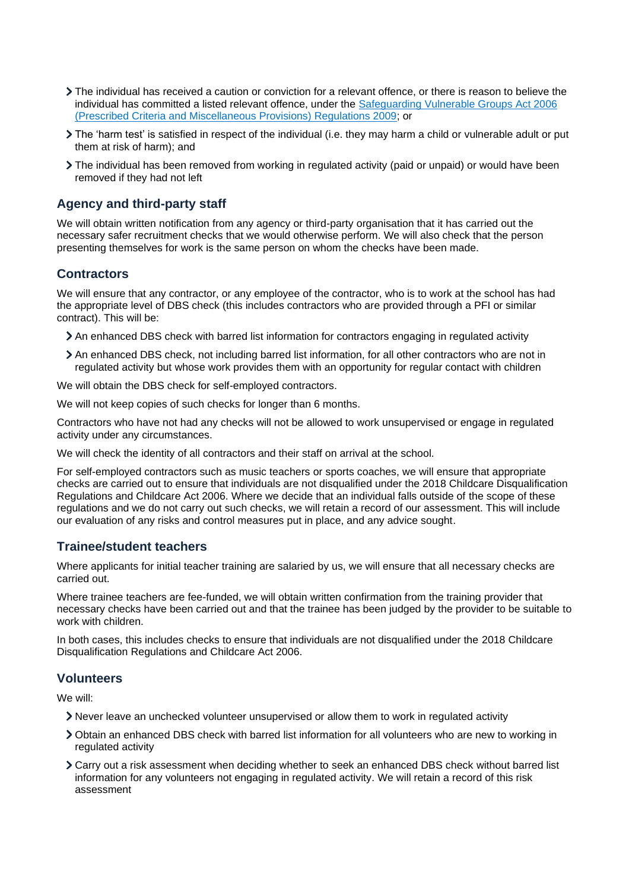- The individual has received a caution or conviction for a relevant offence, or there is reason to believe the individual has committed a listed relevant offence, under the [Safeguarding Vulnerable Groups Act 2006 (Prescribed Criteria and Miscellaneous Provisions) Regulations 2009](); or
- The 'harm test' is satisfied in respect of the individual (i.e. they may harm a child or vulnerable adult or put them at risk of harm); and
- The individual has been removed from working in regulated activity (paid or unpaid) or would have been removed if they had not left

### Agency and third-party staff

We will obtain written notification from any agency or third-party organisation that it has carried out the necessary safer recruitment checks that we would otherwise perform. We will also check that the person presenting themselves for work is the same person on whom the checks have been made.

### Contractors

We will ensure that any contractor, or any employee of the contractor, who is to work at the school has had the appropriate level of DBS check (this includes contractors who are provided through a PFI or similar contract). This will be:

- An enhanced DBS check with barred list information for contractors engaging in regulated activity
- An enhanced DBS check, not including barred list information, for all other contractors who are not in regulated activity but whose work provides them with an opportunity for regular contact with children

We will obtain the DBS check for self-employed contractors.

We will not keep copies of such checks for longer than 6 months.

Contractors who have not had any checks will not be allowed to work unsupervised or engage in regulated activity under any circumstances.

We will check the identity of all contractors and their staff on arrival at the school.

For self-employed contractors such as music teachers or sports coaches, we will ensure that appropriate checks are carried out to ensure that individuals are not disqualified under the 2018 Childcare Disqualification Regulations and Childcare Act 2006. Where we decide that an individual falls outside of the scope of these regulations and we do not carry out such checks, we will retain a record of our assessment. This will include our evaluation of any risks and control measures put in place, and any advice sought.

### Trainee/student teachers

Where applicants for initial teacher training are salaried by us, we will ensure that all necessary checks are carried out.

Where trainee teachers are fee-funded, we will obtain written confirmation from the training provider that necessary checks have been carried out and that the trainee has been judged by the provider to be suitable to work with children.

In both cases, this includes checks to ensure that individuals are not disqualified under the 2018 Childcare Disqualification Regulations and Childcare Act 2006.

### Volunteers

We will:

- Never leave an unchecked volunteer unsupervised or allow them to work in regulated activity
- Obtain an enhanced DBS check with barred list information for all volunteers who are new to working in regulated activity
- Carry out a risk assessment when deciding whether to seek an enhanced DBS check without barred list information for any volunteers not engaging in regulated activity. We will retain a record of this risk assessment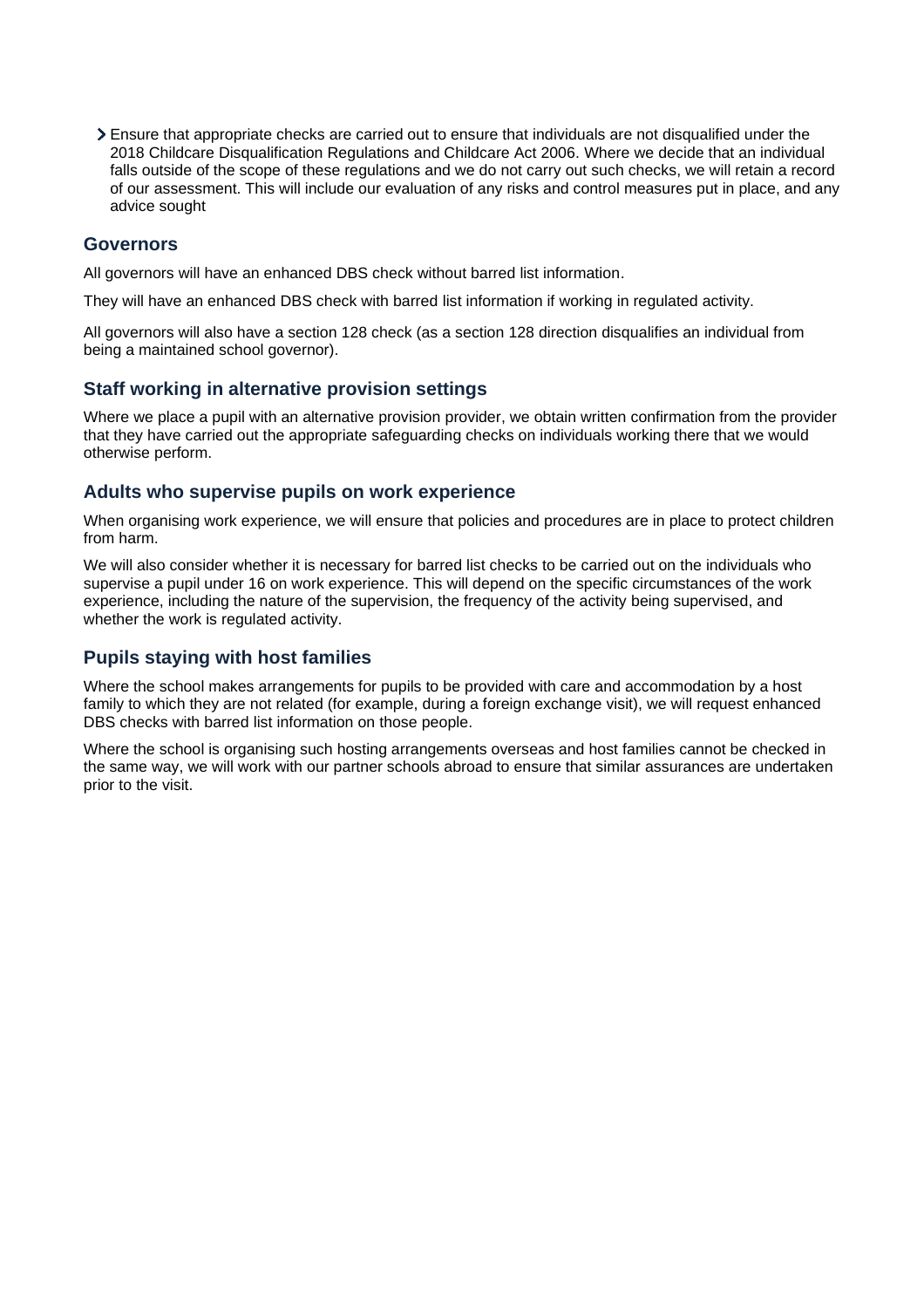- Ensure that appropriate checks are carried out to ensure that individuals are not disqualified under the 2018 Childcare Disqualification Regulations and Childcare Act 2006. Where we decide that an individual falls outside of the scope of these regulations and we do not carry out such checks, we will retain a record of our assessment. This will include our evaluation of any risks and control measures put in place, and any advice sought

### Governors

All governors will have an enhanced DBS check without barred list information.

They will have an enhanced DBS check with barred list information if working in regulated activity.

All governors will also have a section 128 check (as a section 128 direction disqualifies an individual from being a maintained school governor).

### Staff working in alternative provision settings

Where we place a pupil with an alternative provision provider, we obtain written confirmation from the provider that they have carried out the appropriate safeguarding checks on individuals working there that we would otherwise perform.

### Adults who supervise pupils on work experience

When organising work experience, we will ensure that policies and procedures are in place to protect children from harm.

We will also consider whether it is necessary for barred list checks to be carried out on the individuals who supervise a pupil under 16 on work experience. This will depend on the specific circumstances of the work experience, including the nature of the supervision, the frequency of the activity being supervised, and whether the work is regulated activity.

### Pupils staying with host families

Where the school makes arrangements for pupils to be provided with care and accommodation by a host family to which they are not related (for example, during a foreign exchange visit), we will request enhanced DBS checks with barred list information on those people.

Where the school is organising such hosting arrangements overseas and host families cannot be checked in the same way, we will work with our partner schools abroad to ensure that similar assurances are undertaken prior to the visit.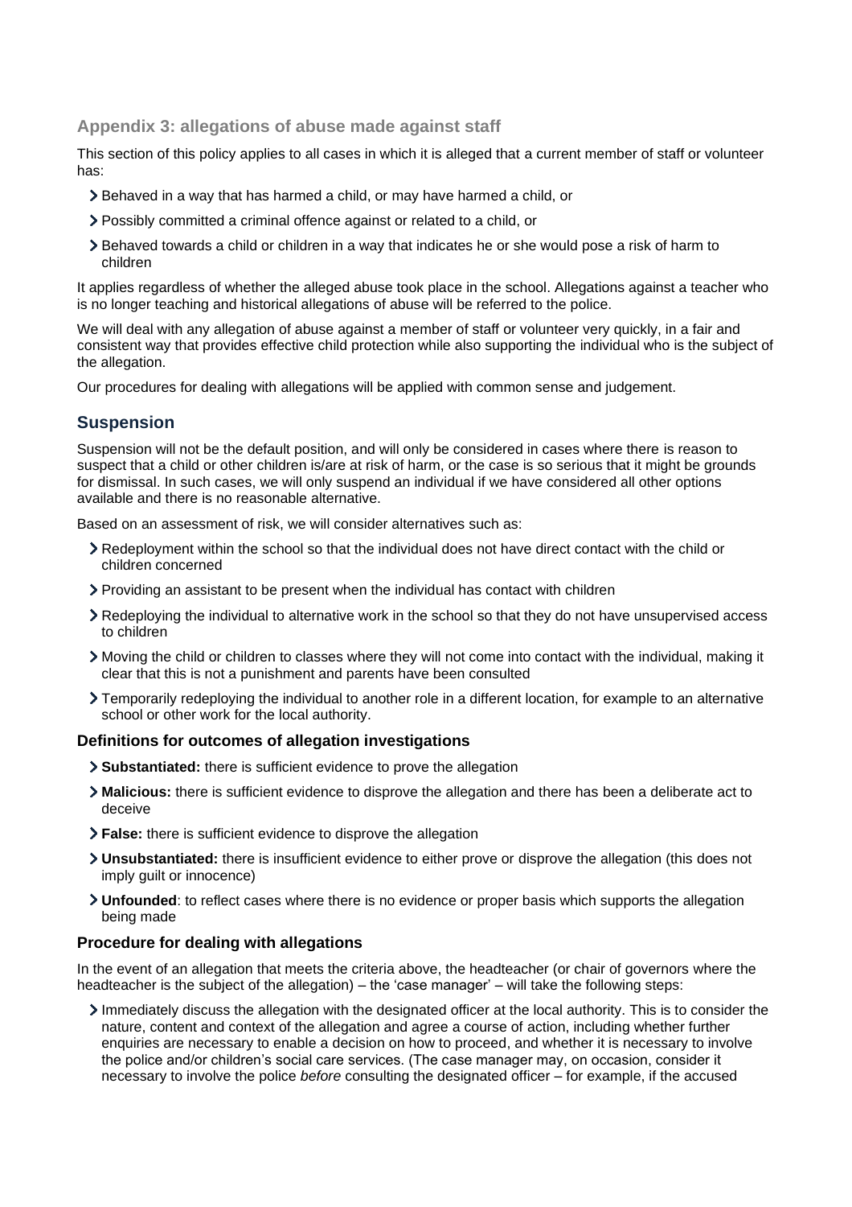## Appendix 3: allegations of abuse made against staff

This section of this policy applies to all cases in which it is alleged that a current member of staff or volunteer has:

- Behaved in a way that has harmed a child, or may have harmed a child, or
- Possibly committed a criminal offence against or related to a child, or
- Behaved towards a child or children in a way that indicates he or she would pose a risk of harm to children

It applies regardless of whether the alleged abuse took place in the school. Allegations against a teacher who is no longer teaching and historical allegations of abuse will be referred to the police.

We will deal with any allegation of abuse against a member of staff or volunteer very quickly, in a fair and consistent way that provides effective child protection while also supporting the individual who is the subject of the allegation.

Our procedures for dealing with allegations will be applied with common sense and judgement.

## Suspension

Suspension will not be the default position, and will only be considered in cases where there is reason to suspect that a child or other children is/are at risk of harm, or the case is so serious that it might be grounds for dismissal. In such cases, we will only suspend an individual if we have considered all other options available and there is no reasonable alternative.

Based on an assessment of risk, we will consider alternatives such as:

- Redeployment within the school so that the individual does not have direct contact with the child or children concerned
- Providing an assistant to be present when the individual has contact with children
- Redeploying the individual to alternative work in the school so that they do not have unsupervised access to children
- Moving the child or children to classes where they will not come into contact with the individual, making it clear that this is not a punishment and parents have been consulted
- Temporarily redeploying the individual to another role in a different location, for example to an alternative school or other work for the local authority.

### Definitions for outcomes of allegation investigations

- **Substantiated:** there is sufficient evidence to prove the allegation
- **Malicious:** there is sufficient evidence to disprove the allegation and there has been a deliberate act to deceive
- **False:** there is sufficient evidence to disprove the allegation
- **Unsubstantiated:** there is insufficient evidence to either prove or disprove the allegation (this does not imply guilt or innocence)
- **Unfounded**: to reflect cases where there is no evidence or proper basis which supports the allegation being made

### Procedure for dealing with allegations

In the event of an allegation that meets the criteria above, the headteacher (or chair of governors where the headteacher is the subject of the allegation) – the 'case manager' – will take the following steps:

- Immediately discuss the allegation with the designated officer at the local authority. This is to consider the nature, content and context of the allegation and agree a course of action, including whether further enquiries are necessary to enable a decision on how to proceed, and whether it is necessary to involve the police and/or children's social care services. (The case manager may, on occasion, consider it necessary to involve the police *before* consulting the designated officer – for example, if the accused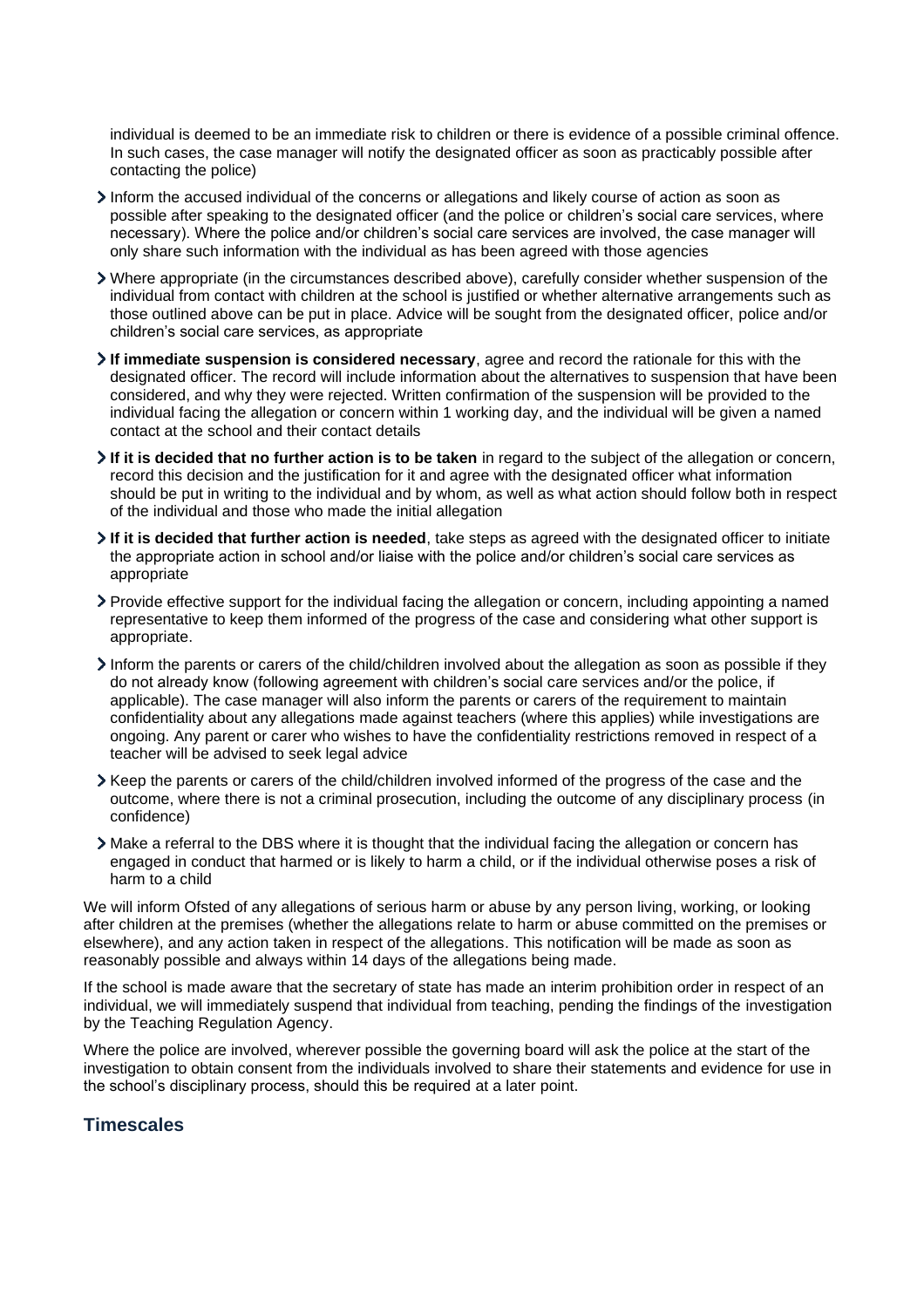individual is deemed to be an immediate risk to children or there is evidence of a possible criminal offence. In such cases, the case manager will notify the designated officer as soon as practicably possible after contacting the police)

- Inform the accused individual of the concerns or allegations and likely course of action as soon as possible after speaking to the designated officer (and the police or children's social care services, where necessary). Where the police and/or children's social care services are involved, the case manager will only share such information with the individual as has been agreed with those agencies
- Where appropriate (in the circumstances described above), carefully consider whether suspension of the individual from contact with children at the school is justified or whether alternative arrangements such as those outlined above can be put in place. Advice will be sought from the designated officer, police and/or children's social care services, as appropriate
- **If immediate suspension is considered necessary**, agree and record the rationale for this with the designated officer. The record will include information about the alternatives to suspension that have been considered, and why they were rejected. Written confirmation of the suspension will be provided to the individual facing the allegation or concern within 1 working day, and the individual will be given a named contact at the school and their contact details
- **If it is decided that no further action is to be taken** in regard to the subject of the allegation or concern, record this decision and the justification for it and agree with the designated officer what information should be put in writing to the individual and by whom, as well as what action should follow both in respect of the individual and those who made the initial allegation
- **If it is decided that further action is needed**, take steps as agreed with the designated officer to initiate the appropriate action in school and/or liaise with the police and/or children's social care services as appropriate
- Provide effective support for the individual facing the allegation or concern, including appointing a named representative to keep them informed of the progress of the case and considering what other support is appropriate.
- Inform the parents or carers of the child/children involved about the allegation as soon as possible if they do not already know (following agreement with children's social care services and/or the police, if applicable). The case manager will also inform the parents or carers of the requirement to maintain confidentiality about any allegations made against teachers (where this applies) while investigations are ongoing. Any parent or carer who wishes to have the confidentiality restrictions removed in respect of a teacher will be advised to seek legal advice
- Keep the parents or carers of the child/children involved informed of the progress of the case and the outcome, where there is not a criminal prosecution, including the outcome of any disciplinary process (in confidence)
- Make a referral to the DBS where it is thought that the individual facing the allegation or concern has engaged in conduct that harmed or is likely to harm a child, or if the individual otherwise poses a risk of harm to a child

We will inform Ofsted of any allegations of serious harm or abuse by any person living, working, or looking after children at the premises (whether the allegations relate to harm or abuse committed on the premises or elsewhere), and any action taken in respect of the allegations. This notification will be made as soon as reasonably possible and always within 14 days of the allegations being made.

If the school is made aware that the secretary of state has made an interim prohibition order in respect of an individual, we will immediately suspend that individual from teaching, pending the findings of the investigation by the Teaching Regulation Agency.

Where the police are involved, wherever possible the governing board will ask the police at the start of the investigation to obtain consent from the individuals involved to share their statements and evidence for use in the school's disciplinary process, should this be required at a later point.

## Timescales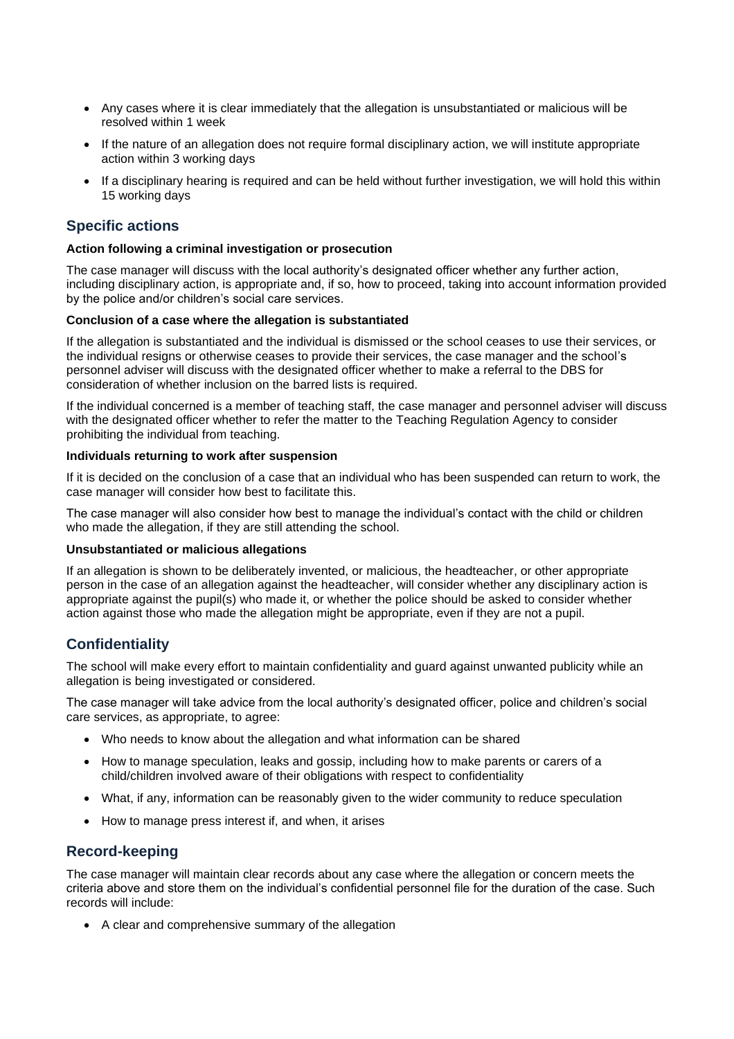- Any cases where it is clear immediately that the allegation is unsubstantiated or malicious will be resolved within 1 week
- If the nature of an allegation does not require formal disciplinary action, we will institute appropriate action within 3 working days
- If a disciplinary hearing is required and can be held without further investigation, we will hold this within 15 working days

## Specific actions

**Action following a criminal investigation or prosecution**

The case manager will discuss with the local authority's designated officer whether any further action, including disciplinary action, is appropriate and, if so, how to proceed, taking into account information provided by the police and/or children's social care services.

**Conclusion of a case where the allegation is substantiated**

If the allegation is substantiated and the individual is dismissed or the school ceases to use their services, or the individual resigns or otherwise ceases to provide their services, the case manager and the school's personnel adviser will discuss with the designated officer whether to make a referral to the DBS for consideration of whether inclusion on the barred lists is required.

If the individual concerned is a member of teaching staff, the case manager and personnel adviser will discuss with the designated officer whether to refer the matter to the Teaching Regulation Agency to consider prohibiting the individual from teaching.

**Individuals returning to work after suspension**

If it is decided on the conclusion of a case that an individual who has been suspended can return to work, the case manager will consider how best to facilitate this.

The case manager will also consider how best to manage the individual's contact with the child or children who made the allegation, if they are still attending the school.

**Unsubstantiated or malicious allegations**

If an allegation is shown to be deliberately invented, or malicious, the headteacher, or other appropriate person in the case of an allegation against the headteacher, will consider whether any disciplinary action is appropriate against the pupil(s) who made it, or whether the police should be asked to consider whether action against those who made the allegation might be appropriate, even if they are not a pupil.

## Confidentiality

The school will make every effort to maintain confidentiality and guard against unwanted publicity while an allegation is being investigated or considered.

The case manager will take advice from the local authority's designated officer, police and children's social care services, as appropriate, to agree:

- Who needs to know about the allegation and what information can be shared
- How to manage speculation, leaks and gossip, including how to make parents or carers of a child/children involved aware of their obligations with respect to confidentiality
- What, if any, information can be reasonably given to the wider community to reduce speculation
- How to manage press interest if, and when, it arises

## Record-keeping

The case manager will maintain clear records about any case where the allegation or concern meets the criteria above and store them on the individual's confidential personnel file for the duration of the case. Such records will include:

- A clear and comprehensive summary of the allegation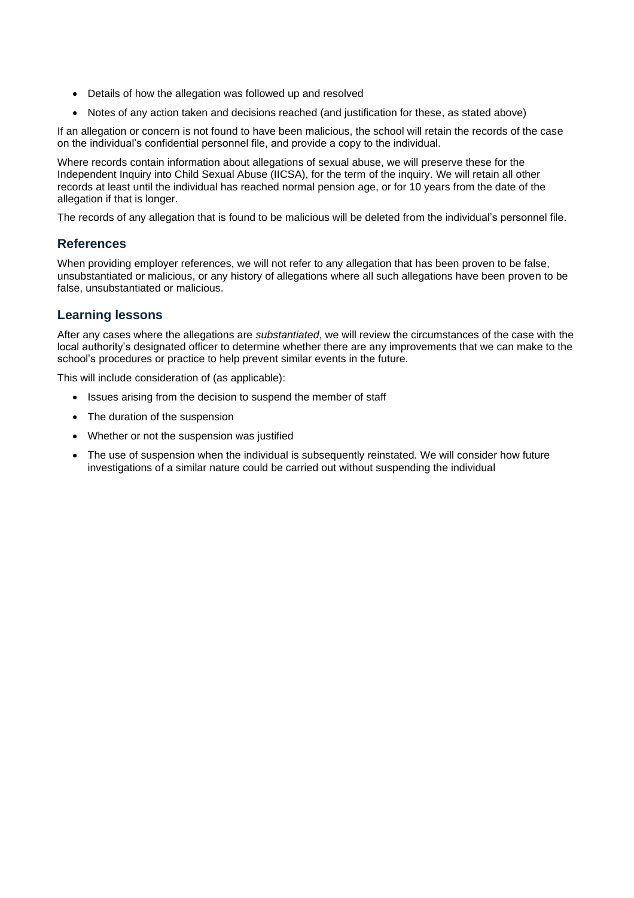- Details of how the allegation was followed up and resolved
- Notes of any action taken and decisions reached (and justification for these, as stated above)

If an allegation or concern is not found to have been malicious, the school will retain the records of the case on the individual's confidential personnel file, and provide a copy to the individual.

Where records contain information about allegations of sexual abuse, we will preserve these for the Independent Inquiry into Child Sexual Abuse (IICSA), for the term of the inquiry. We will retain all other records at least until the individual has reached normal pension age, or for 10 years from the date of the allegation if that is longer.

The records of any allegation that is found to be malicious will be deleted from the individual's personnel file.

## References

When providing employer references, we will not refer to any allegation that has been proven to be false, unsubstantiated or malicious, or any history of allegations where all such allegations have been proven to be false, unsubstantiated or malicious.

## Learning lessons

After any cases where the allegations are *substantiated*, we will review the circumstances of the case with the local authority's designated officer to determine whether there are any improvements that we can make to the school's procedures or practice to help prevent similar events in the future.

This will include consideration of (as applicable):

- Issues arising from the decision to suspend the member of staff
- The duration of the suspension
- Whether or not the suspension was justified
- The use of suspension when the individual is subsequently reinstated. We will consider how future investigations of a similar nature could be carried out without suspending the individual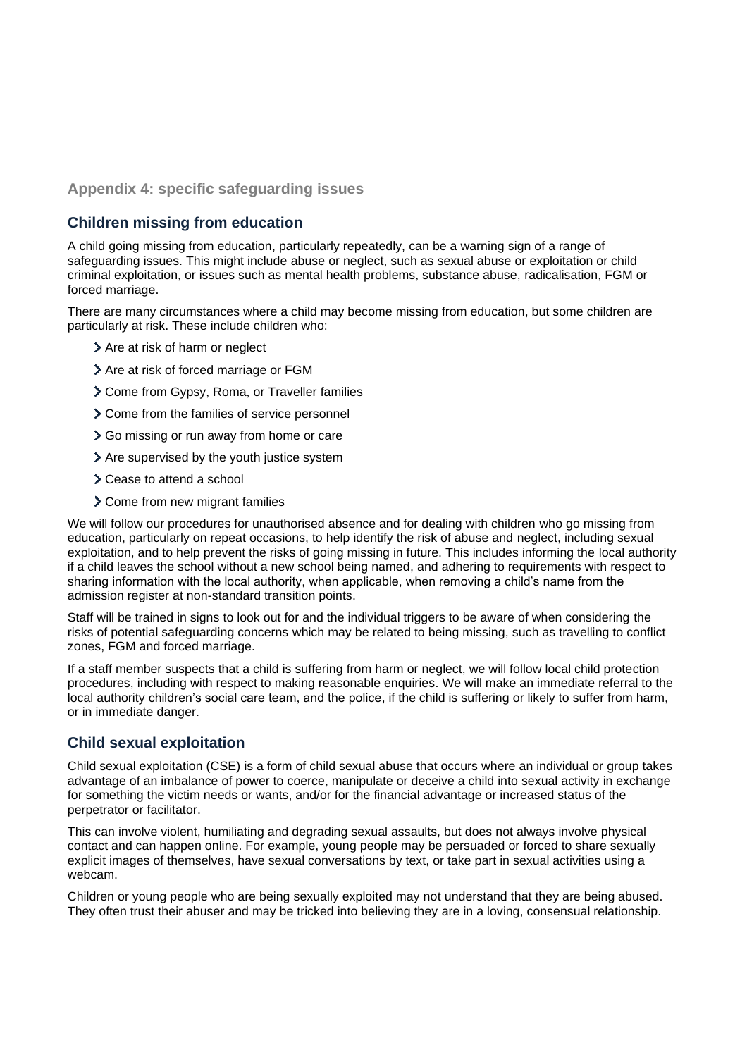## Appendix 4: specific safeguarding issues

### Children missing from education

A child going missing from education, particularly repeatedly, can be a warning sign of a range of safeguarding issues. This might include abuse or neglect, such as sexual abuse or exploitation or child criminal exploitation, or issues such as mental health problems, substance abuse, radicalisation, FGM or forced marriage.

There are many circumstances where a child may become missing from education, but some children are particularly at risk. These include children who:

- Are at risk of harm or neglect
- Are at risk of forced marriage or FGM
- Come from Gypsy, Roma, or Traveller families
- Come from the families of service personnel
- Go missing or run away from home or care
- Are supervised by the youth justice system
- Cease to attend a school
- Come from new migrant families

We will follow our procedures for unauthorised absence and for dealing with children who go missing from education, particularly on repeat occasions, to help identify the risk of abuse and neglect, including sexual exploitation, and to help prevent the risks of going missing in future. This includes informing the local authority if a child leaves the school without a new school being named, and adhering to requirements with respect to sharing information with the local authority, when applicable, when removing a child's name from the admission register at non-standard transition points.

Staff will be trained in signs to look out for and the individual triggers to be aware of when considering the risks of potential safeguarding concerns which may be related to being missing, such as travelling to conflict zones, FGM and forced marriage.

If a staff member suspects that a child is suffering from harm or neglect, we will follow local child protection procedures, including with respect to making reasonable enquiries. We will make an immediate referral to the local authority children's social care team, and the police, if the child is suffering or likely to suffer from harm, or in immediate danger.

### Child sexual exploitation

Child sexual exploitation (CSE) is a form of child sexual abuse that occurs where an individual or group takes advantage of an imbalance of power to coerce, manipulate or deceive a child into sexual activity in exchange for something the victim needs or wants, and/or for the financial advantage or increased status of the perpetrator or facilitator.

This can involve violent, humiliating and degrading sexual assaults, but does not always involve physical contact and can happen online. For example, young people may be persuaded or forced to share sexually explicit images of themselves, have sexual conversations by text, or take part in sexual activities using a webcam.

Children or young people who are being sexually exploited may not understand that they are being abused. They often trust their abuser and may be tricked into believing they are in a loving, consensual relationship.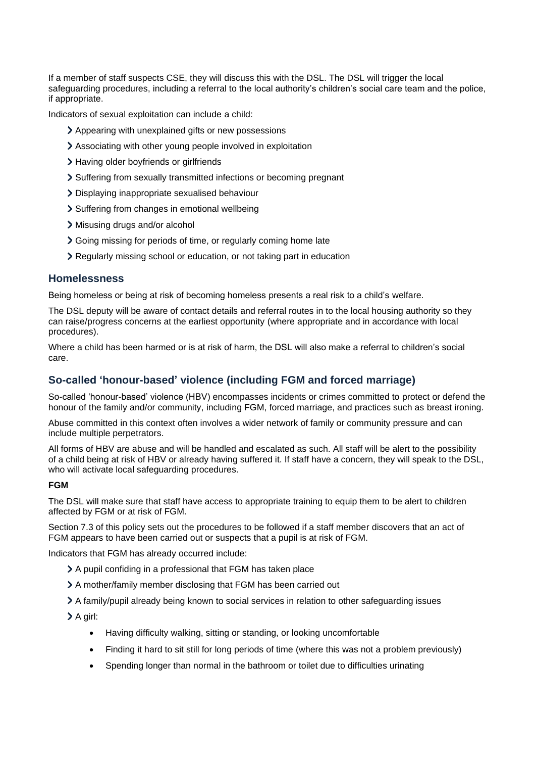If a member of staff suspects CSE, they will discuss this with the DSL. The DSL will trigger the local safeguarding procedures, including a referral to the local authority's children's social care team and the police, if appropriate.

Indicators of sexual exploitation can include a child:

- Appearing with unexplained gifts or new possessions
- Associating with other young people involved in exploitation
- Having older boyfriends or girlfriends
- Suffering from sexually transmitted infections or becoming pregnant
- Displaying inappropriate sexualised behaviour
- Suffering from changes in emotional wellbeing
- Misusing drugs and/or alcohol
- Going missing for periods of time, or regularly coming home late
- Regularly missing school or education, or not taking part in education

## Homelessness

Being homeless or being at risk of becoming homeless presents a real risk to a child's welfare.

The DSL deputy will be aware of contact details and referral routes in to the local housing authority so they can raise/progress concerns at the earliest opportunity (where appropriate and in accordance with local procedures).

Where a child has been harmed or is at risk of harm, the DSL will also make a referral to children's social care.

## So-called 'honour-based' violence (including FGM and forced marriage)

So-called 'honour-based' violence (HBV) encompasses incidents or crimes committed to protect or defend the honour of the family and/or community, including FGM, forced marriage, and practices such as breast ironing.

Abuse committed in this context often involves a wider network of family or community pressure and can include multiple perpetrators.

All forms of HBV are abuse and will be handled and escalated as such. All staff will be alert to the possibility of a child being at risk of HBV or already having suffered it. If staff have a concern, they will speak to the DSL, who will activate local safeguarding procedures.

**FGM**

The DSL will make sure that staff have access to appropriate training to equip them to be alert to children affected by FGM or at risk of FGM.

Section 7.3 of this policy sets out the procedures to be followed if a staff member discovers that an act of FGM appears to have been carried out or suspects that a pupil is at risk of FGM.

Indicators that FGM has already occurred include:

- A pupil confiding in a professional that FGM has taken place
- A mother/family member disclosing that FGM has been carried out
- A family/pupil already being known to social services in relation to other safeguarding issues
- A girl:
  - Having difficulty walking, sitting or standing, or looking uncomfortable
  - Finding it hard to sit still for long periods of time (where this was not a problem previously)
  - Spending longer than normal in the bathroom or toilet due to difficulties urinating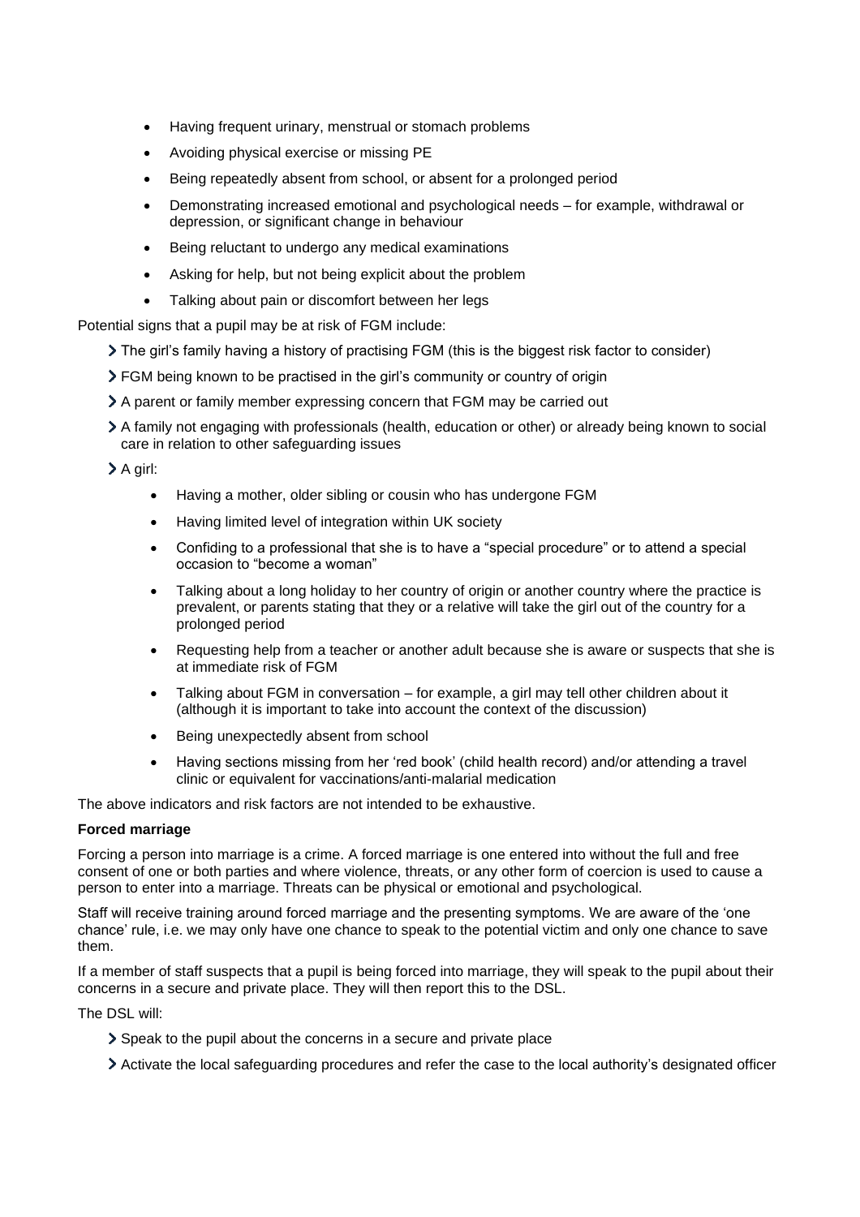- Having frequent urinary, menstrual or stomach problems
- Avoiding physical exercise or missing PE
- Being repeatedly absent from school, or absent for a prolonged period
- Demonstrating increased emotional and psychological needs – for example, withdrawal or depression, or significant change in behaviour
- Being reluctant to undergo any medical examinations
- Asking for help, but not being explicit about the problem
- Talking about pain or discomfort between her legs

Potential signs that a pupil may be at risk of FGM include:

- The girl's family having a history of practising FGM (this is the biggest risk factor to consider)
- FGM being known to be practised in the girl's community or country of origin
- A parent or family member expressing concern that FGM may be carried out
- A family not engaging with professionals (health, education or other) or already being known to social care in relation to other safeguarding issues
- A girl:
    - Having a mother, older sibling or cousin who has undergone FGM
    - Having limited level of integration within UK society
    - Confiding to a professional that she is to have a "special procedure" or to attend a special occasion to "become a woman"
    - Talking about a long holiday to her country of origin or another country where the practice is prevalent, or parents stating that they or a relative will take the girl out of the country for a prolonged period
    - Requesting help from a teacher or another adult because she is aware or suspects that she is at immediate risk of FGM
    - Talking about FGM in conversation – for example, a girl may tell other children about it (although it is important to take into account the context of the discussion)
    - Being unexpectedly absent from school
    - Having sections missing from her 'red book' (child health record) and/or attending a travel clinic or equivalent for vaccinations/anti-malarial medication

The above indicators and risk factors are not intended to be exhaustive.

**Forced marriage**

Forcing a person into marriage is a crime. A forced marriage is one entered into without the full and free consent of one or both parties and where violence, threats, or any other form of coercion is used to cause a person to enter into a marriage. Threats can be physical or emotional and psychological.

Staff will receive training around forced marriage and the presenting symptoms. We are aware of the 'one chance' rule, i.e. we may only have one chance to speak to the potential victim and only one chance to save them.

If a member of staff suspects that a pupil is being forced into marriage, they will speak to the pupil about their concerns in a secure and private place. They will then report this to the DSL.

The DSL will:

- Speak to the pupil about the concerns in a secure and private place
- Activate the local safeguarding procedures and refer the case to the local authority's designated officer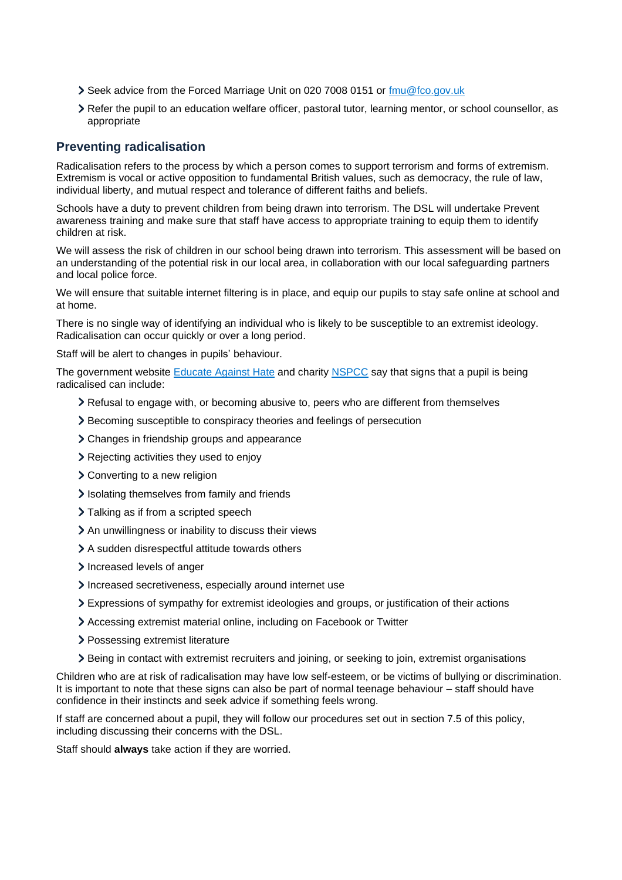- Seek advice from the Forced Marriage Unit on 020 7008 0151 or [fmu@fco.gov.uk](mailto:fmu@fco.gov.uk)
- Refer the pupil to an education welfare officer, pastoral tutor, learning mentor, or school counsellor, as appropriate

## Preventing radicalisation

Radicalisation refers to the process by which a person comes to support terrorism and forms of extremism. Extremism is vocal or active opposition to fundamental British values, such as democracy, the rule of law, individual liberty, and mutual respect and tolerance of different faiths and beliefs.

Schools have a duty to prevent children from being drawn into terrorism. The DSL will undertake Prevent awareness training and make sure that staff have access to appropriate training to equip them to identify children at risk.

We will assess the risk of children in our school being drawn into terrorism. This assessment will be based on an understanding of the potential risk in our local area, in collaboration with our local safeguarding partners and local police force.

We will ensure that suitable internet filtering is in place, and equip our pupils to stay safe online at school and at home.

There is no single way of identifying an individual who is likely to be susceptible to an extremist ideology. Radicalisation can occur quickly or over a long period.

Staff will be alert to changes in pupils' behaviour.

The government website [Educate Against Hate](https://educateagainsthate.com/) and charity [NSPCC](https://www.nspcc.org.uk/) say that signs that a pupil is being radicalised can include:

- Refusal to engage with, or becoming abusive to, peers who are different from themselves
- Becoming susceptible to conspiracy theories and feelings of persecution
- Changes in friendship groups and appearance
- Rejecting activities they used to enjoy
- Converting to a new religion
- Isolating themselves from family and friends
- Talking as if from a scripted speech
- An unwillingness or inability to discuss their views
- A sudden disrespectful attitude towards others
- Increased levels of anger
- Increased secretiveness, especially around internet use
- Expressions of sympathy for extremist ideologies and groups, or justification of their actions
- Accessing extremist material online, including on Facebook or Twitter
- Possessing extremist literature
- Being in contact with extremist recruiters and joining, or seeking to join, extremist organisations

Children who are at risk of radicalisation may have low self-esteem, or be victims of bullying or discrimination. It is important to note that these signs can also be part of normal teenage behaviour – staff should have confidence in their instincts and seek advice if something feels wrong.

If staff are concerned about a pupil, they will follow our procedures set out in section 7.5 of this policy, including discussing their concerns with the DSL.

Staff should **always** take action if they are worried.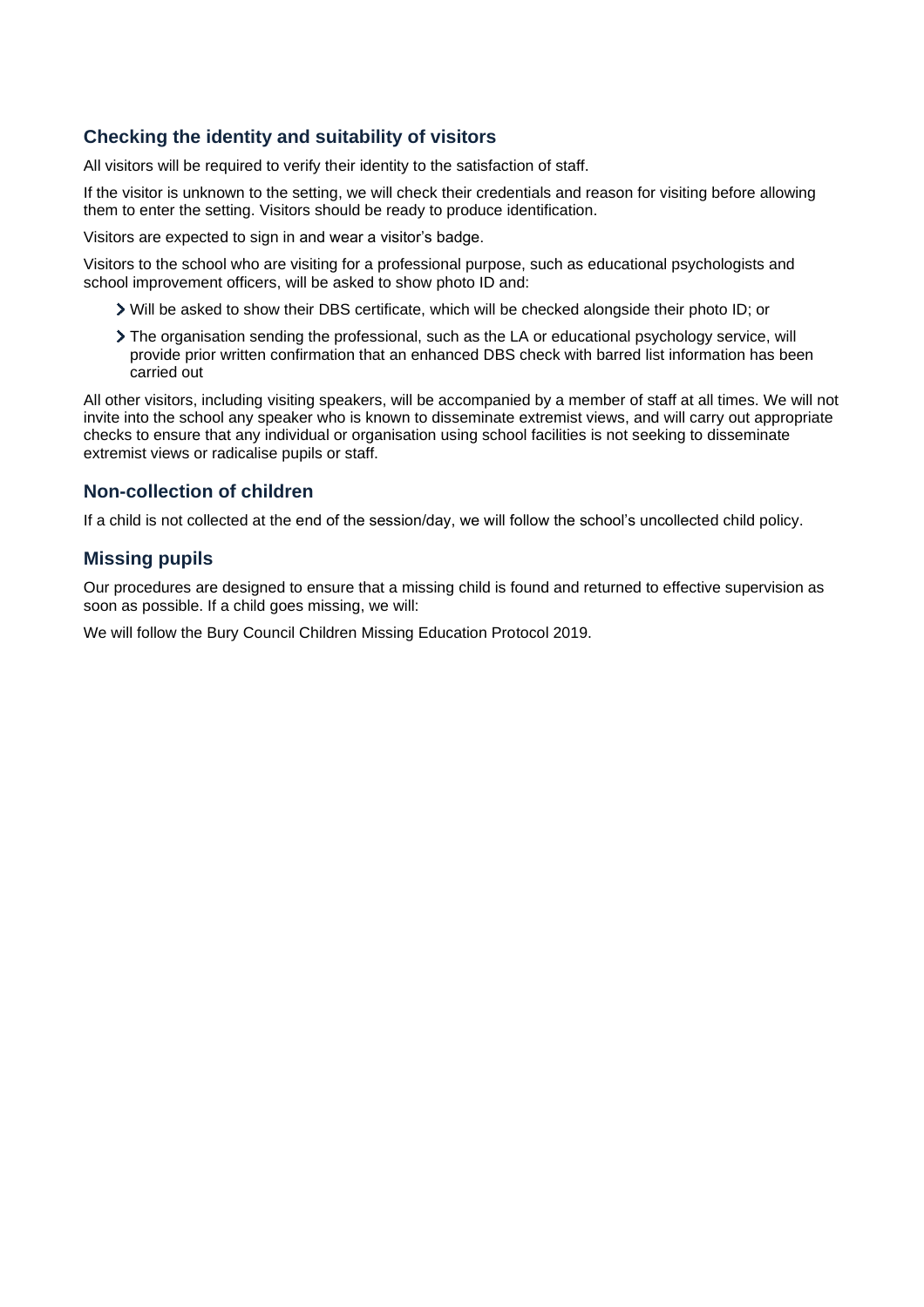### Checking the identity and suitability of visitors

All visitors will be required to verify their identity to the satisfaction of staff.

If the visitor is unknown to the setting, we will check their credentials and reason for visiting before allowing them to enter the setting. Visitors should be ready to produce identification.

Visitors are expected to sign in and wear a visitor's badge.

Visitors to the school who are visiting for a professional purpose, such as educational psychologists and school improvement officers, will be asked to show photo ID and:

- Will be asked to show their DBS certificate, which will be checked alongside their photo ID; or
- The organisation sending the professional, such as the LA or educational psychology service, will provide prior written confirmation that an enhanced DBS check with barred list information has been carried out

All other visitors, including visiting speakers, will be accompanied by a member of staff at all times. We will not invite into the school any speaker who is known to disseminate extremist views, and will carry out appropriate checks to ensure that any individual or organisation using school facilities is not seeking to disseminate extremist views or radicalise pupils or staff.

### Non-collection of children

If a child is not collected at the end of the session/day, we will follow the school's uncollected child policy.

### Missing pupils

Our procedures are designed to ensure that a missing child is found and returned to effective supervision as soon as possible. If a child goes missing, we will:

We will follow the Bury Council Children Missing Education Protocol 2019.